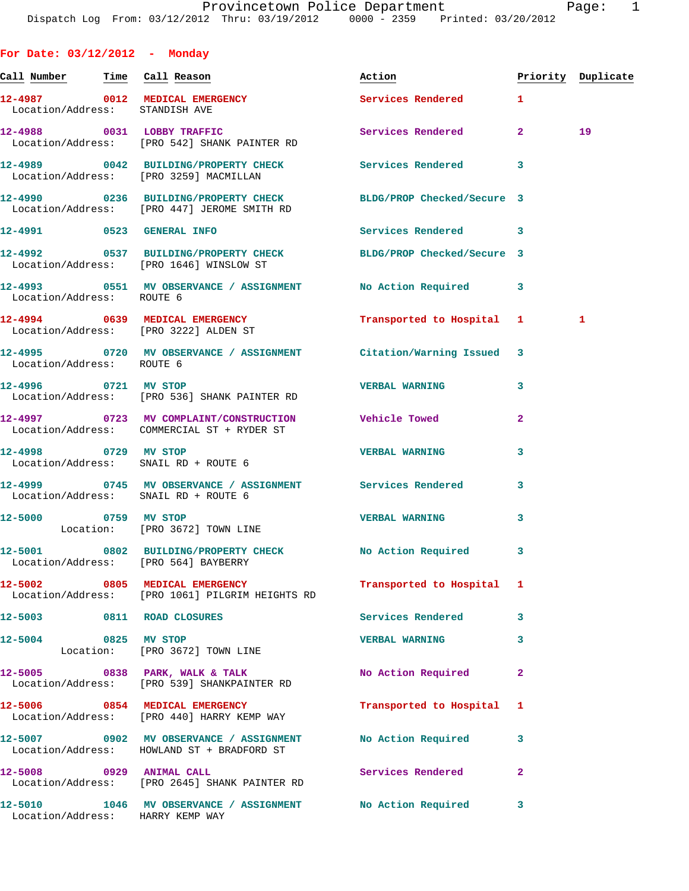# Provincetown Police Department

Dispatch Log From: 03/12/2012 Thru: 03/19/2012 0000 - 2359 Printed: 03/20/2012

## For Date: 03/12/2012 - Monday

| Call Number | Time | Call Reason | Action | Priority | Duplicate |
|---|---|---|---|---|---|
| 12-4987 | 0012 | MEDICAL EMERGENCY | Services Rendered | 1 | |
| Location/Address: STANDISH AVE | | | | | |
| 12-4988 | 0031 | LOBBY TRAFFIC | Services Rendered | 2 | 19 |
| Location/Address: [PRO 542] SHANK PAINTER RD | | | | | |
| 12-4989 | 0042 | BUILDING/PROPERTY CHECK | Services Rendered | 3 | |
| Location/Address: [PRO 3259] MACMILLAN | | | | | |
| 12-4990 | 0236 | BUILDING/PROPERTY CHECK | BLDG/PROP Checked/Secure | 3 | |
| Location/Address: [PRO 447] JEROME SMITH RD | | | | | |
| 12-4991 | 0523 | GENERAL INFO | Services Rendered | 3 | |
| 12-4992 | 0537 | BUILDING/PROPERTY CHECK | BLDG/PROP Checked/Secure | 3 | |
| Location/Address: [PRO 1646] WINSLOW ST | | | | | |
| 12-4993 | 0551 | MV OBSERVANCE / ASSIGNMENT | No Action Required | 3 | |
| Location/Address: ROUTE 6 | | | | | |
| 12-4994 | 0639 | MEDICAL EMERGENCY | Transported to Hospital | 1 | 1 |
| Location/Address: [PRO 3222] ALDEN ST | | | | | |
| 12-4995 | 0720 | MV OBSERVANCE / ASSIGNMENT | Citation/Warning Issued | 3 | |
| Location/Address: ROUTE 6 | | | | | |
| 12-4996 | 0721 | MV STOP | VERBAL WARNING | 3 | |
| Location/Address: [PRO 536] SHANK PAINTER RD | | | | | |
| 12-4997 | 0723 | MV COMPLAINT/CONSTRUCTION | Vehicle Towed | 2 | |
| Location/Address: COMMERCIAL ST + RYDER ST | | | | | |
| 12-4998 | 0729 | MV STOP | VERBAL WARNING | 3 | |
| Location/Address: SNAIL RD + ROUTE 6 | | | | | |
| 12-4999 | 0745 | MV OBSERVANCE / ASSIGNMENT | Services Rendered | 3 | |
| Location/Address: SNAIL RD + ROUTE 6 | | | | | |
| 12-5000 | 0759 | MV STOP | VERBAL WARNING | 3 | |
| Location: [PRO 3672] TOWN LINE | | | | | |
| 12-5001 | 0802 | BUILDING/PROPERTY CHECK | No Action Required | 3 | |
| Location/Address: [PRO 564] BAYBERRY | | | | | |
| 12-5002 | 0805 | MEDICAL EMERGENCY | Transported to Hospital | 1 | |
| Location/Address: [PRO 1061] PILGRIM HEIGHTS RD | | | | | |
| 12-5003 | 0811 | ROAD CLOSURES | Services Rendered | 3 | |
| 12-5004 | 0825 | MV STOP | VERBAL WARNING | 3 | |
| Location: [PRO 3672] TOWN LINE | | | | | |
| 12-5005 | 0838 | PARK, WALK & TALK | No Action Required | 2 | |
| Location/Address: [PRO 539] SHANKPAINTER RD | | | | | |
| 12-5006 | 0854 | MEDICAL EMERGENCY | Transported to Hospital | 1 | |
| Location/Address: [PRO 440] HARRY KEMP WAY | | | | | |
| 12-5007 | 0902 | MV OBSERVANCE / ASSIGNMENT | No Action Required | 3 | |
| Location/Address: HOWLAND ST + BRADFORD ST | | | | | |
| 12-5008 | 0929 | ANIMAL CALL | Services Rendered | 2 | |
| Location/Address: [PRO 2645] SHANK PAINTER RD | | | | | |
| 12-5010 | 1046 | MV OBSERVANCE / ASSIGNMENT | No Action Required | 3 | |
| Location/Address: HARRY KEMP WAY | | | | | |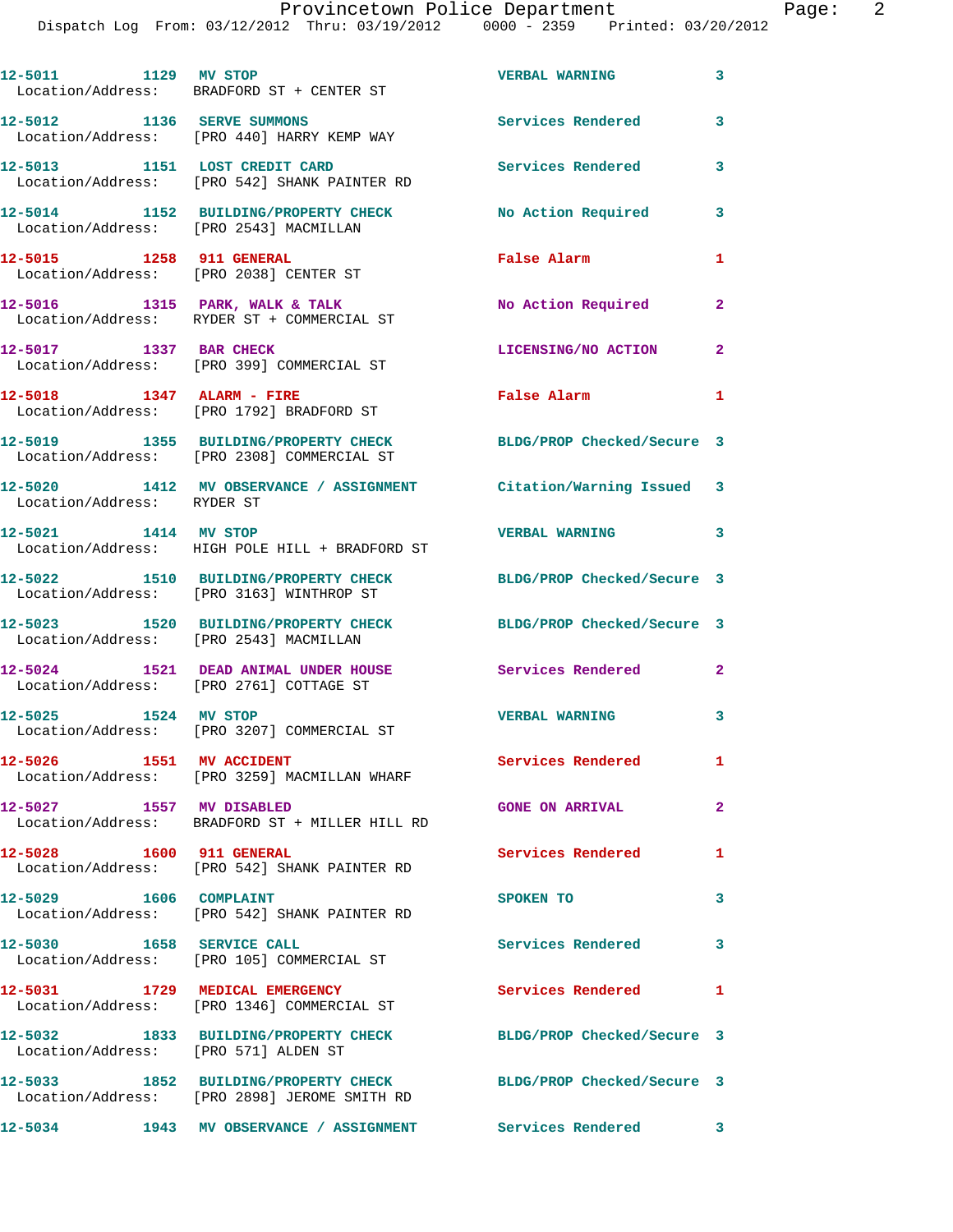12-5011 1129 MV STOP VERBAL WARNING 3
Location/Address: BRADFORD ST + CENTER ST

12-5012 1136 SERVE SUMMONS Services Rendered 3
Location/Address: [PRO 440] HARRY KEMP WAY

12-5013 1151 LOST CREDIT CARD Services Rendered 3
Location/Address: [PRO 542] SHANK PAINTER RD

12-5014 1152 BUILDING/PROPERTY CHECK No Action Required 3
Location/Address: [PRO 2543] MACMILLAN

12-5015 1258 911 GENERAL False Alarm 1
Location/Address: [PRO 2038] CENTER ST

12-5016 1315 PARK, WALK & TALK No Action Required 2
Location/Address: RYDER ST + COMMERCIAL ST

12-5017 1337 BAR CHECK LICENSING/NO ACTION 2
Location/Address: [PRO 399] COMMERCIAL ST

12-5018 1347 ALARM - FIRE False Alarm 1
Location/Address: [PRO 1792] BRADFORD ST

12-5019 1355 BUILDING/PROPERTY CHECK BLDG/PROP Checked/Secure 3
Location/Address: [PRO 2308] COMMERCIAL ST

12-5020 1412 MV OBSERVANCE / ASSIGNMENT Citation/Warning Issued 3
Location/Address: RYDER ST

12-5021 1414 MV STOP VERBAL WARNING 3
Location/Address: HIGH POLE HILL + BRADFORD ST

12-5022 1510 BUILDING/PROPERTY CHECK BLDG/PROP Checked/Secure 3
Location/Address: [PRO 3163] WINTHROP ST

12-5023 1520 BUILDING/PROPERTY CHECK BLDG/PROP Checked/Secure 3
Location/Address: [PRO 2543] MACMILLAN

12-5024 1521 DEAD ANIMAL UNDER HOUSE Services Rendered 2
Location/Address: [PRO 2761] COTTAGE ST

12-5025 1524 MV STOP VERBAL WARNING 3
Location/Address: [PRO 3207] COMMERCIAL ST

12-5026 1551 MV ACCIDENT Services Rendered 1
Location/Address: [PRO 3259] MACMILLAN WHARF

12-5027 1557 MV DISABLED GONE ON ARRIVAL 2
Location/Address: BRADFORD ST + MILLER HILL RD

12-5028 1600 911 GENERAL Services Rendered 1
Location/Address: [PRO 542] SHANK PAINTER RD

12-5029 1606 COMPLAINT SPOKEN TO 3
Location/Address: [PRO 542] SHANK PAINTER RD

12-5030 1658 SERVICE CALL Services Rendered 3
Location/Address: [PRO 105] COMMERCIAL ST

12-5031 1729 MEDICAL EMERGENCY Services Rendered 1
Location/Address: [PRO 1346] COMMERCIAL ST

12-5032 1833 BUILDING/PROPERTY CHECK BLDG/PROP Checked/Secure 3
Location/Address: [PRO 571] ALDEN ST

12-5033 1852 BUILDING/PROPERTY CHECK BLDG/PROP Checked/Secure 3
Location/Address: [PRO 2898] JEROME SMITH RD

12-5034 1943 MV OBSERVANCE / ASSIGNMENT Services Rendered 3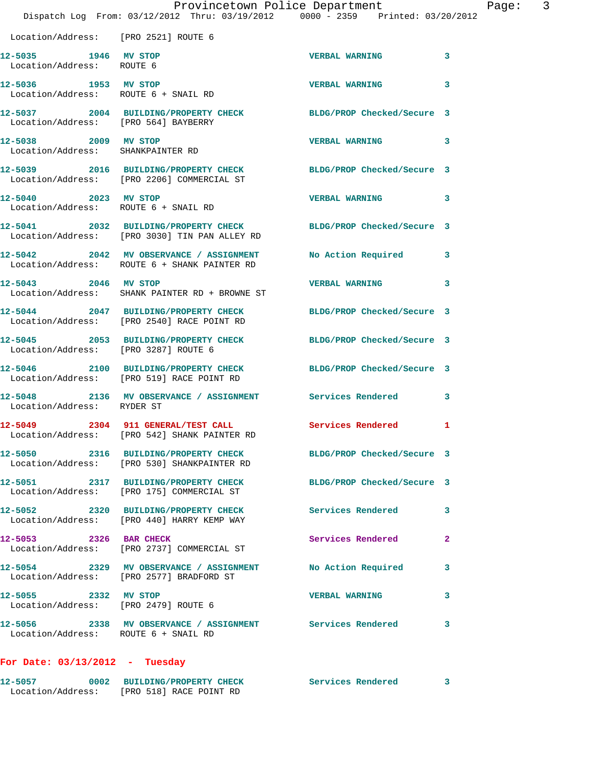Location/Address: [PRO 2521] ROUTE 6

| Call # | Time | Call Type | Action | Priority |
|---|---|---|---|---|
| 12-5035 | 1946 | MV STOP | VERBAL WARNING | 3 |
| | | Location/Address: ROUTE 6 | | |
| 12-5036 | 1953 | MV STOP | VERBAL WARNING | 3 |
| | | Location/Address: ROUTE 6 + SNAIL RD | | |
| 12-5037 | 2004 | BUILDING/PROPERTY CHECK | BLDG/PROP Checked/Secure | 3 |
| | | Location/Address: [PRO 564] BAYBERRY | | |
| 12-5038 | 2009 | MV STOP | VERBAL WARNING | 3 |
| | | Location/Address: SHANKPAINTER RD | | |
| 12-5039 | 2016 | BUILDING/PROPERTY CHECK | BLDG/PROP Checked/Secure | 3 |
| | | Location/Address: [PRO 2206] COMMERCIAL ST | | |
| 12-5040 | 2023 | MV STOP | VERBAL WARNING | 3 |
| | | Location/Address: ROUTE 6 + SNAIL RD | | |
| 12-5041 | 2032 | BUILDING/PROPERTY CHECK | BLDG/PROP Checked/Secure | 3 |
| | | Location/Address: [PRO 3030] TIN PAN ALLEY RD | | |
| 12-5042 | 2042 | MV OBSERVANCE / ASSIGNMENT | No Action Required | 3 |
| | | Location/Address: ROUTE 6 + SHANK PAINTER RD | | |
| 12-5043 | 2046 | MV STOP | VERBAL WARNING | 3 |
| | | Location/Address: SHANK PAINTER RD + BROWNE ST | | |
| 12-5044 | 2047 | BUILDING/PROPERTY CHECK | BLDG/PROP Checked/Secure | 3 |
| | | Location/Address: [PRO 2540] RACE POINT RD | | |
| 12-5045 | 2053 | BUILDING/PROPERTY CHECK | BLDG/PROP Checked/Secure | 3 |
| | | Location/Address: [PRO 3287] ROUTE 6 | | |
| 12-5046 | 2100 | BUILDING/PROPERTY CHECK | BLDG/PROP Checked/Secure | 3 |
| | | Location/Address: [PRO 519] RACE POINT RD | | |
| 12-5048 | 2136 | MV OBSERVANCE / ASSIGNMENT | Services Rendered | 3 |
| | | Location/Address: RYDER ST | | |
| 12-5049 | 2304 | 911 GENERAL/TEST CALL | Services Rendered | 1 |
| | | Location/Address: [PRO 542] SHANK PAINTER RD | | |
| 12-5050 | 2316 | BUILDING/PROPERTY CHECK | BLDG/PROP Checked/Secure | 3 |
| | | Location/Address: [PRO 530] SHANKPAINTER RD | | |
| 12-5051 | 2317 | BUILDING/PROPERTY CHECK | BLDG/PROP Checked/Secure | 3 |
| | | Location/Address: [PRO 175] COMMERCIAL ST | | |
| 12-5052 | 2320 | BUILDING/PROPERTY CHECK | Services Rendered | 3 |
| | | Location/Address: [PRO 440] HARRY KEMP WAY | | |
| 12-5053 | 2326 | BAR CHECK | Services Rendered | 2 |
| | | Location/Address: [PRO 2737] COMMERCIAL ST | | |
| 12-5054 | 2329 | MV OBSERVANCE / ASSIGNMENT | No Action Required | 3 |
| | | Location/Address: [PRO 2577] BRADFORD ST | | |
| 12-5055 | 2332 | MV STOP | VERBAL WARNING | 3 |
| | | Location/Address: [PRO 2479] ROUTE 6 | | |
| 12-5056 | 2338 | MV OBSERVANCE / ASSIGNMENT | Services Rendered | 3 |
| | | Location/Address: ROUTE 6 + SNAIL RD | | |

## For Date: 03/13/2012 - Tuesday

| Call # | Time | Call Type | Action | Priority |
|---|---|---|---|---|
| 12-5057 | 0002 | BUILDING/PROPERTY CHECK | Services Rendered | 3 |
| | | Location/Address: [PRO 518] RACE POINT RD | | |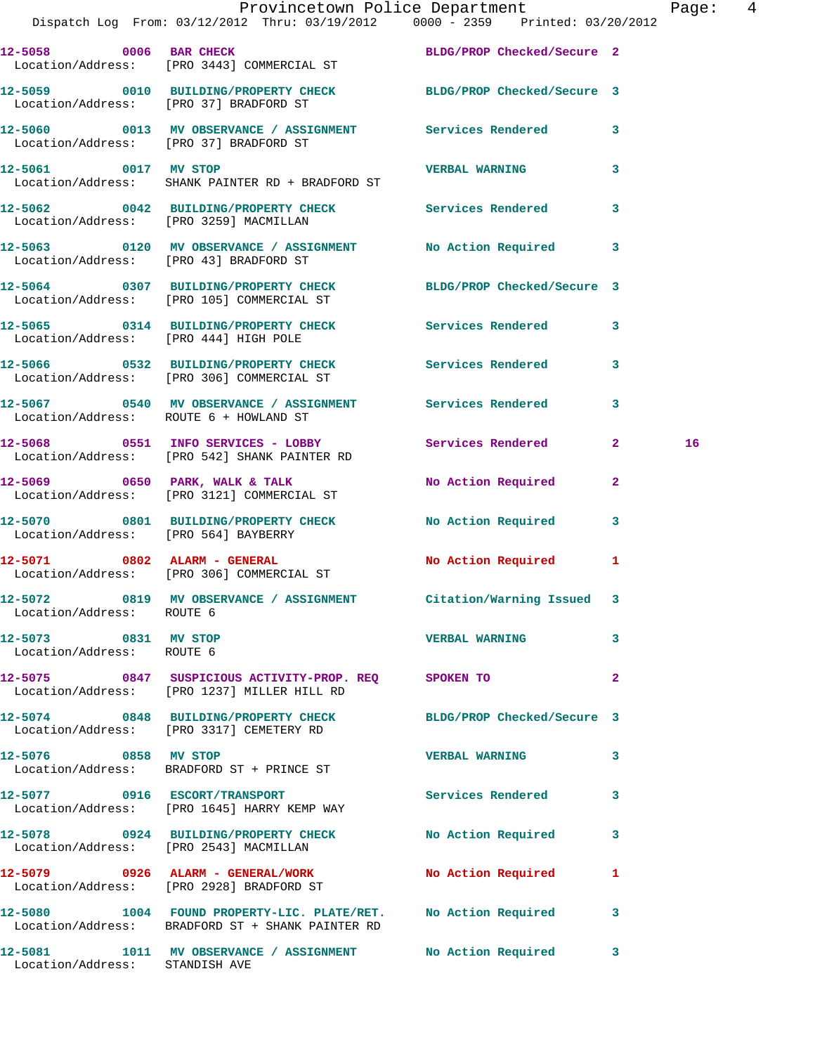| Call Number | Time | Call Reason | Action | Priority | |
|---|---|---|---|---|---|
| 12-5058 | 0006 | BAR CHECK | BLDG/PROP Checked/Secure | 2 | |
| Location/Address: [PRO 3443] COMMERCIAL ST | | | | | |
| 12-5059 | 0010 | BUILDING/PROPERTY CHECK | BLDG/PROP Checked/Secure | 3 | |
| Location/Address: [PRO 37] BRADFORD ST | | | | | |
| 12-5060 | 0013 | MV OBSERVANCE / ASSIGNMENT | Services Rendered | 3 | |
| Location/Address: [PRO 37] BRADFORD ST | | | | | |
| 12-5061 | 0017 | MV STOP | VERBAL WARNING | 3 | |
| Location/Address: SHANK PAINTER RD + BRADFORD ST | | | | | |
| 12-5062 | 0042 | BUILDING/PROPERTY CHECK | Services Rendered | 3 | |
| Location/Address: [PRO 3259] MACMILLAN | | | | | |
| 12-5063 | 0120 | MV OBSERVANCE / ASSIGNMENT | No Action Required | 3 | |
| Location/Address: [PRO 43] BRADFORD ST | | | | | |
| 12-5064 | 0307 | BUILDING/PROPERTY CHECK | BLDG/PROP Checked/Secure | 3 | |
| Location/Address: [PRO 105] COMMERCIAL ST | | | | | |
| 12-5065 | 0314 | BUILDING/PROPERTY CHECK | Services Rendered | 3 | |
| Location/Address: [PRO 444] HIGH POLE | | | | | |
| 12-5066 | 0532 | BUILDING/PROPERTY CHECK | Services Rendered | 3 | |
| Location/Address: [PRO 306] COMMERCIAL ST | | | | | |
| 12-5067 | 0540 | MV OBSERVANCE / ASSIGNMENT | Services Rendered | 3 | |
| Location/Address: ROUTE 6 + HOWLAND ST | | | | | |
| 12-5068 | 0551 | INFO SERVICES - LOBBY | Services Rendered | 2 | 16 |
| Location/Address: [PRO 542] SHANK PAINTER RD | | | | | |
| 12-5069 | 0650 | PARK, WALK & TALK | No Action Required | 2 | |
| Location/Address: [PRO 3121] COMMERCIAL ST | | | | | |
| 12-5070 | 0801 | BUILDING/PROPERTY CHECK | No Action Required | 3 | |
| Location/Address: [PRO 564] BAYBERRY | | | | | |
| 12-5071 | 0802 | ALARM - GENERAL | No Action Required | 1 | |
| Location/Address: [PRO 306] COMMERCIAL ST | | | | | |
| 12-5072 | 0819 | MV OBSERVANCE / ASSIGNMENT | Citation/Warning Issued | 3 | |
| Location/Address: ROUTE 6 | | | | | |
| 12-5073 | 0831 | MV STOP | VERBAL WARNING | 3 | |
| Location/Address: ROUTE 6 | | | | | |
| 12-5075 | 0847 | SUSPICIOUS ACTIVITY-PROP. REQ | SPOKEN TO | 2 | |
| Location/Address: [PRO 1237] MILLER HILL RD | | | | | |
| 12-5074 | 0848 | BUILDING/PROPERTY CHECK | BLDG/PROP Checked/Secure | 3 | |
| Location/Address: [PRO 3317] CEMETERY RD | | | | | |
| 12-5076 | 0858 | MV STOP | VERBAL WARNING | 3 | |
| Location/Address: BRADFORD ST + PRINCE ST | | | | | |
| 12-5077 | 0916 | ESCORT/TRANSPORT | Services Rendered | 3 | |
| Location/Address: [PRO 1645] HARRY KEMP WAY | | | | | |
| 12-5078 | 0924 | BUILDING/PROPERTY CHECK | No Action Required | 3 | |
| Location/Address: [PRO 2543] MACMILLAN | | | | | |
| 12-5079 | 0926 | ALARM - GENERAL/WORK | No Action Required | 1 | |
| Location/Address: [PRO 2928] BRADFORD ST | | | | | |
| 12-5080 | 1004 | FOUND PROPERTY-LIC. PLATE/RET. | No Action Required | 3 | |
| Location/Address: BRADFORD ST + SHANK PAINTER RD | | | | | |
| 12-5081 | 1011 | MV OBSERVANCE / ASSIGNMENT | No Action Required | 3 | |
| Location/Address: STANDISH AVE | | | | | |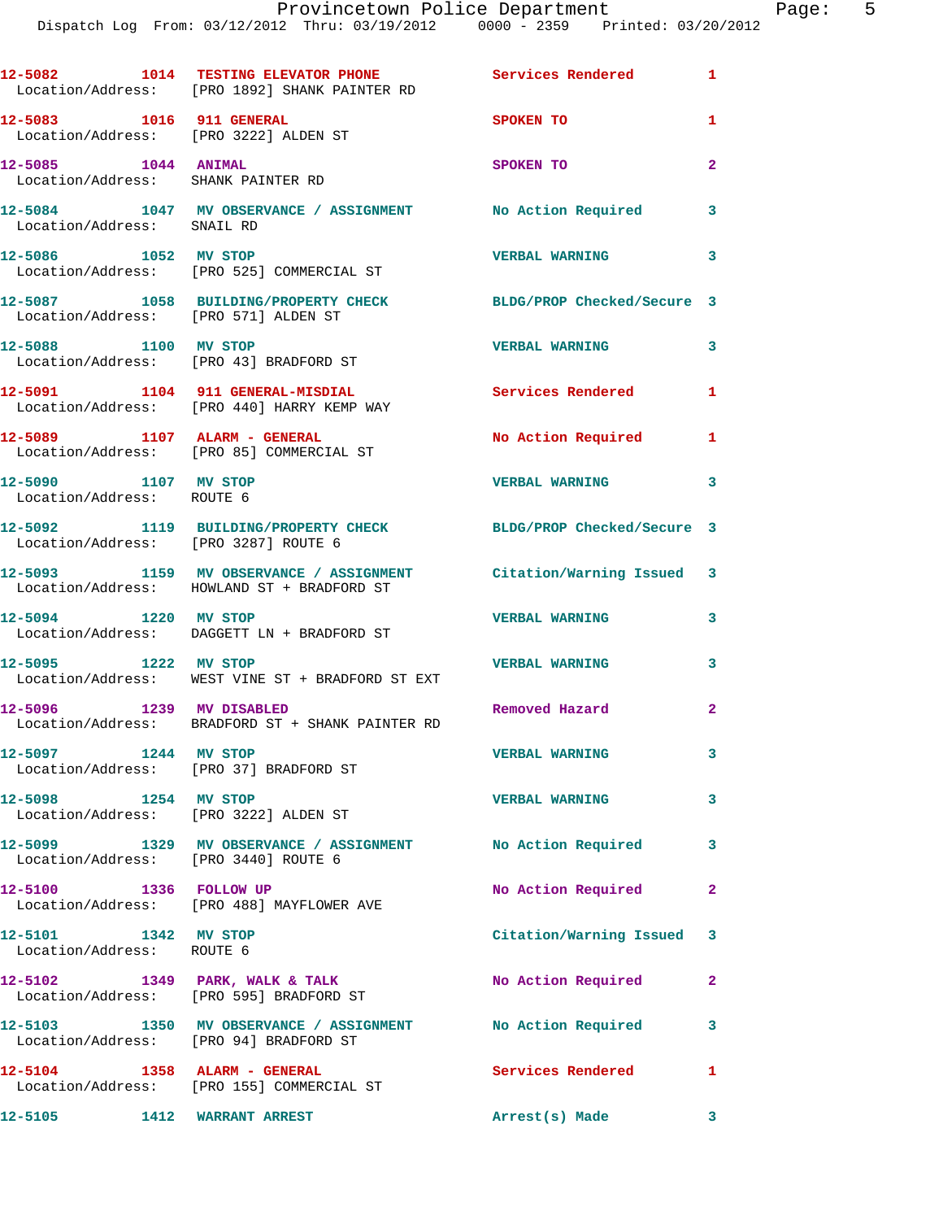12-5082 1014 TESTING ELEVATOR PHONE Services Rendered 1
Location/Address: [PRO 1892] SHANK PAINTER RD

12-5083 1016 911 GENERAL SPOKEN TO 1
Location/Address: [PRO 3222] ALDEN ST

12-5085 1044 ANIMAL SPOKEN TO 2
Location/Address: SHANK PAINTER RD

12-5084 1047 MV OBSERVANCE / ASSIGNMENT No Action Required 3
Location/Address: SNAIL RD

12-5086 1052 MV STOP VERBAL WARNING 3
Location/Address: [PRO 525] COMMERCIAL ST

12-5087 1058 BUILDING/PROPERTY CHECK BLDG/PROP Checked/Secure 3
Location/Address: [PRO 571] ALDEN ST

12-5088 1100 MV STOP VERBAL WARNING 3
Location/Address: [PRO 43] BRADFORD ST

12-5091 1104 911 GENERAL-MISDIAL Services Rendered 1
Location/Address: [PRO 440] HARRY KEMP WAY

12-5089 1107 ALARM - GENERAL No Action Required 1
Location/Address: [PRO 85] COMMERCIAL ST

12-5090 1107 MV STOP VERBAL WARNING 3
Location/Address: ROUTE 6

12-5092 1119 BUILDING/PROPERTY CHECK BLDG/PROP Checked/Secure 3
Location/Address: [PRO 3287] ROUTE 6

12-5093 1159 MV OBSERVANCE / ASSIGNMENT Citation/Warning Issued 3
Location/Address: HOWLAND ST + BRADFORD ST

12-5094 1220 MV STOP VERBAL WARNING 3
Location/Address: DAGGETT LN + BRADFORD ST

12-5095 1222 MV STOP VERBAL WARNING 3
Location/Address: WEST VINE ST + BRADFORD ST EXT

12-5096 1239 MV DISABLED Removed Hazard 2
Location/Address: BRADFORD ST + SHANK PAINTER RD

12-5097 1244 MV STOP VERBAL WARNING 3
Location/Address: [PRO 37] BRADFORD ST

12-5098 1254 MV STOP VERBAL WARNING 3
Location/Address: [PRO 3222] ALDEN ST

12-5099 1329 MV OBSERVANCE / ASSIGNMENT No Action Required 3
Location/Address: [PRO 3440] ROUTE 6

12-5100 1336 FOLLOW UP No Action Required 2
Location/Address: [PRO 488] MAYFLOWER AVE

12-5101 1342 MV STOP Citation/Warning Issued 3
Location/Address: ROUTE 6

12-5102 1349 PARK, WALK & TALK No Action Required 2
Location/Address: [PRO 595] BRADFORD ST

12-5103 1350 MV OBSERVANCE / ASSIGNMENT No Action Required 3
Location/Address: [PRO 94] BRADFORD ST

12-5104 1358 ALARM - GENERAL Services Rendered 1
Location/Address: [PRO 155] COMMERCIAL ST

12-5105 1412 WARRANT ARREST Arrest(s) Made 3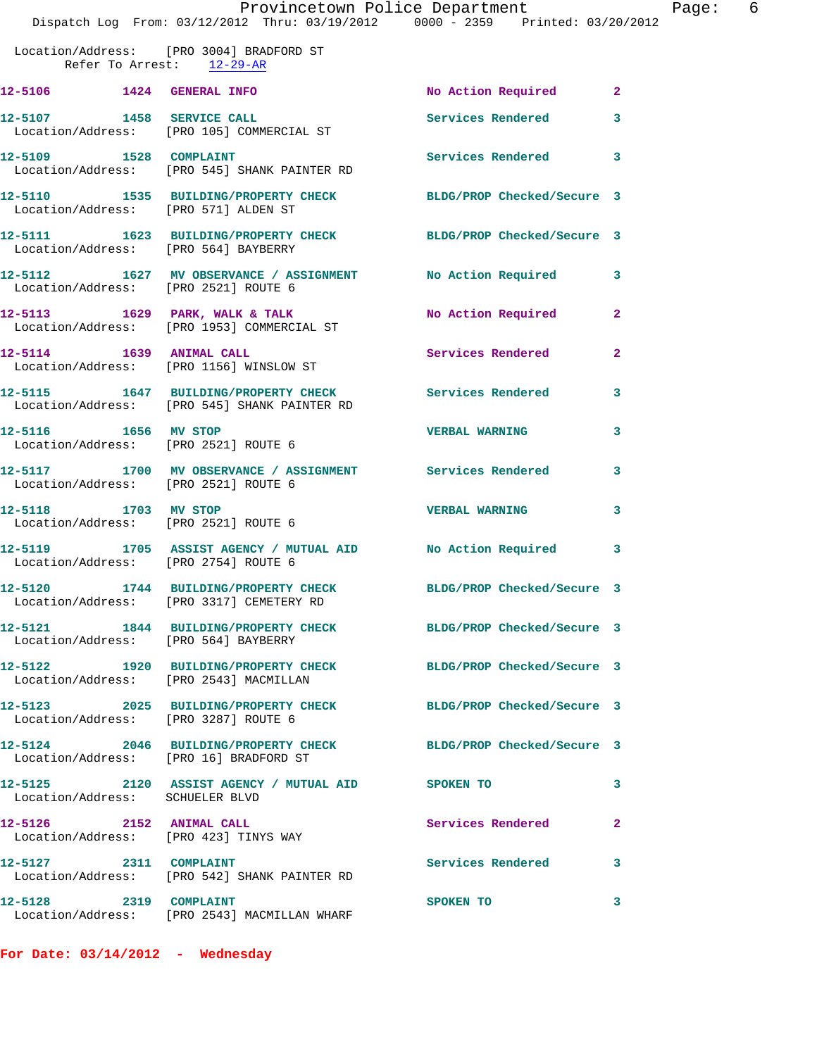Location/Address: [PRO 3004] BRADFORD ST
Refer To Arrest: 12-29-AR

| Call # | Time | Call Reason | Action | Priority |
|---|---|---|---|---|
| 12-5106 | 1424 | GENERAL INFO | No Action Required | 2 |
| 12-5107 | 1458 | SERVICE CALL | Services Rendered | 3 |
| | | Location/Address: [PRO 105] COMMERCIAL ST | | |
| 12-5109 | 1528 | COMPLAINT | Services Rendered | 3 |
| | | Location/Address: [PRO 545] SHANK PAINTER RD | | |
| 12-5110 | 1535 | BUILDING/PROPERTY CHECK | BLDG/PROP Checked/Secure | 3 |
| | | Location/Address: [PRO 571] ALDEN ST | | |
| 12-5111 | 1623 | BUILDING/PROPERTY CHECK | BLDG/PROP Checked/Secure | 3 |
| | | Location/Address: [PRO 564] BAYBERRY | | |
| 12-5112 | 1627 | MV OBSERVANCE / ASSIGNMENT | No Action Required | 3 |
| | | Location/Address: [PRO 2521] ROUTE 6 | | |
| 12-5113 | 1629 | PARK, WALK & TALK | No Action Required | 2 |
| | | Location/Address: [PRO 1953] COMMERCIAL ST | | |
| 12-5114 | 1639 | ANIMAL CALL | Services Rendered | 2 |
| | | Location/Address: [PRO 1156] WINSLOW ST | | |
| 12-5115 | 1647 | BUILDING/PROPERTY CHECK | Services Rendered | 3 |
| | | Location/Address: [PRO 545] SHANK PAINTER RD | | |
| 12-5116 | 1656 | MV STOP | VERBAL WARNING | 3 |
| | | Location/Address: [PRO 2521] ROUTE 6 | | |
| 12-5117 | 1700 | MV OBSERVANCE / ASSIGNMENT | Services Rendered | 3 |
| | | Location/Address: [PRO 2521] ROUTE 6 | | |
| 12-5118 | 1703 | MV STOP | VERBAL WARNING | 3 |
| | | Location/Address: [PRO 2521] ROUTE 6 | | |
| 12-5119 | 1705 | ASSIST AGENCY / MUTUAL AID | No Action Required | 3 |
| | | Location/Address: [PRO 2754] ROUTE 6 | | |
| 12-5120 | 1744 | BUILDING/PROPERTY CHECK | BLDG/PROP Checked/Secure | 3 |
| | | Location/Address: [PRO 3317] CEMETERY RD | | |
| 12-5121 | 1844 | BUILDING/PROPERTY CHECK | BLDG/PROP Checked/Secure | 3 |
| | | Location/Address: [PRO 564] BAYBERRY | | |
| 12-5122 | 1920 | BUILDING/PROPERTY CHECK | BLDG/PROP Checked/Secure | 3 |
| | | Location/Address: [PRO 2543] MACMILLAN | | |
| 12-5123 | 2025 | BUILDING/PROPERTY CHECK | BLDG/PROP Checked/Secure | 3 |
| | | Location/Address: [PRO 3287] ROUTE 6 | | |
| 12-5124 | 2046 | BUILDING/PROPERTY CHECK | BLDG/PROP Checked/Secure | 3 |
| | | Location/Address: [PRO 16] BRADFORD ST | | |
| 12-5125 | 2120 | ASSIST AGENCY / MUTUAL AID | SPOKEN TO | 3 |
| | | Location/Address: SCHUELER BLVD | | |
| 12-5126 | 2152 | ANIMAL CALL | Services Rendered | 2 |
| | | Location/Address: [PRO 423] TINYS WAY | | |
| 12-5127 | 2311 | COMPLAINT | Services Rendered | 3 |
| | | Location/Address: [PRO 542] SHANK PAINTER RD | | |
| 12-5128 | 2319 | COMPLAINT | SPOKEN TO | 3 |
| | | Location/Address: [PRO 2543] MACMILLAN WHARF | | |

**For Date: 03/14/2012 - Wednesday**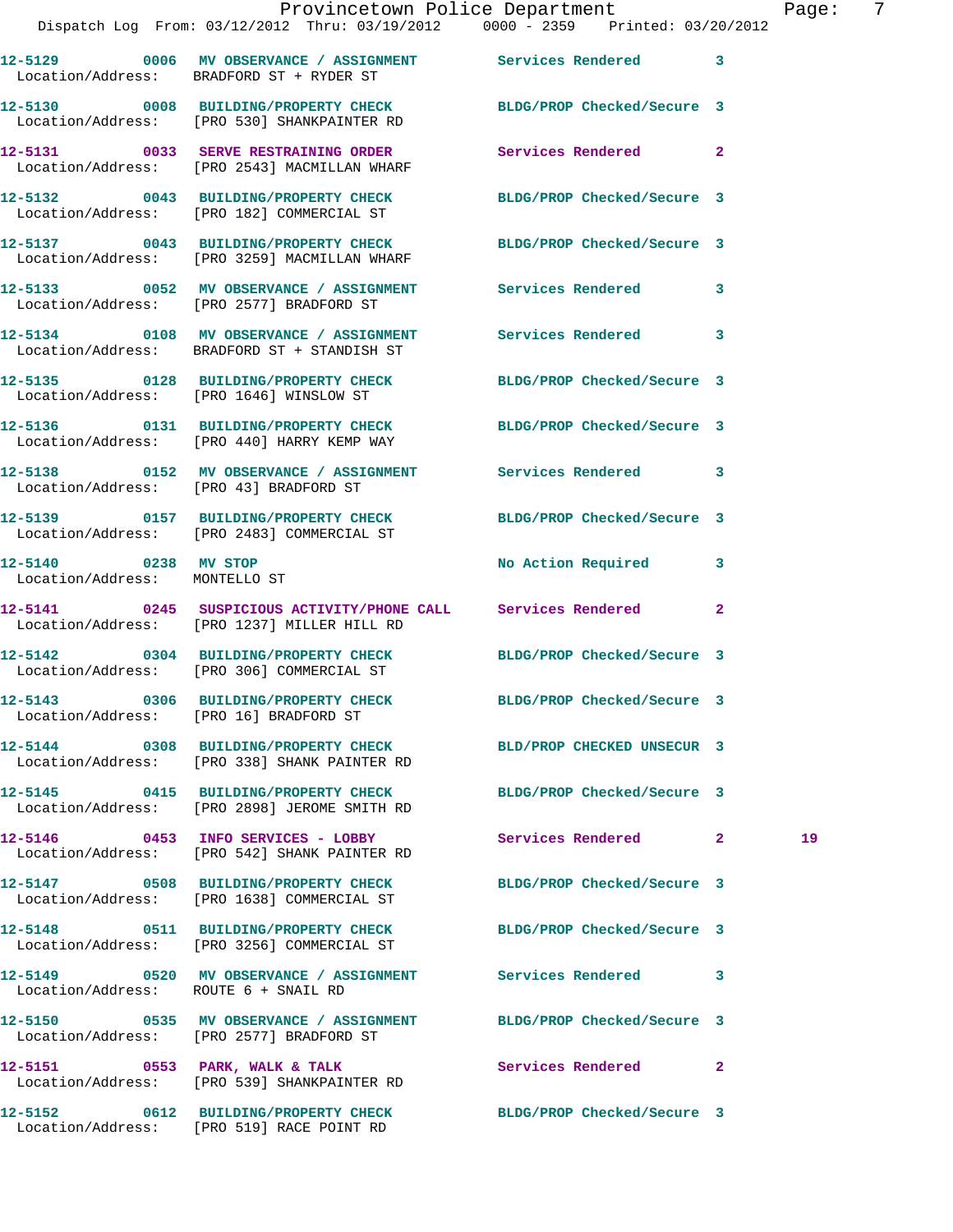12-5129 0006 MV OBSERVANCE / ASSIGNMENT Services Rendered 3
Location/Address: BRADFORD ST + RYDER ST

12-5130 0008 BUILDING/PROPERTY CHECK BLDG/PROP Checked/Secure 3
Location/Address: [PRO 530] SHANKPAINTER RD

12-5131 0033 SERVE RESTRAINING ORDER Services Rendered 2
Location/Address: [PRO 2543] MACMILLAN WHARF

12-5132 0043 BUILDING/PROPERTY CHECK BLDG/PROP Checked/Secure 3
Location/Address: [PRO 182] COMMERCIAL ST

12-5137 0043 BUILDING/PROPERTY CHECK BLDG/PROP Checked/Secure 3
Location/Address: [PRO 3259] MACMILLAN WHARF

12-5133 0052 MV OBSERVANCE / ASSIGNMENT Services Rendered 3
Location/Address: [PRO 2577] BRADFORD ST

12-5134 0108 MV OBSERVANCE / ASSIGNMENT Services Rendered 3
Location/Address: BRADFORD ST + STANDISH ST

12-5135 0128 BUILDING/PROPERTY CHECK BLDG/PROP Checked/Secure 3
Location/Address: [PRO 1646] WINSLOW ST

12-5136 0131 BUILDING/PROPERTY CHECK BLDG/PROP Checked/Secure 3
Location/Address: [PRO 440] HARRY KEMP WAY

12-5138 0152 MV OBSERVANCE / ASSIGNMENT Services Rendered 3
Location/Address: [PRO 43] BRADFORD ST

12-5139 0157 BUILDING/PROPERTY CHECK BLDG/PROP Checked/Secure 3
Location/Address: [PRO 2483] COMMERCIAL ST

12-5140 0238 MV STOP No Action Required 3
Location/Address: MONTELLO ST

12-5141 0245 SUSPICIOUS ACTIVITY/PHONE CALL Services Rendered 2
Location/Address: [PRO 1237] MILLER HILL RD

12-5142 0304 BUILDING/PROPERTY CHECK BLDG/PROP Checked/Secure 3
Location/Address: [PRO 306] COMMERCIAL ST

12-5143 0306 BUILDING/PROPERTY CHECK BLDG/PROP Checked/Secure 3
Location/Address: [PRO 16] BRADFORD ST

12-5144 0308 BUILDING/PROPERTY CHECK BLD/PROP CHECKED UNSECUR 3
Location/Address: [PRO 338] SHANK PAINTER RD

12-5145 0415 BUILDING/PROPERTY CHECK BLDG/PROP Checked/Secure 3
Location/Address: [PRO 2898] JEROME SMITH RD

12-5146 0453 INFO SERVICES - LOBBY Services Rendered 2 19
Location/Address: [PRO 542] SHANK PAINTER RD

12-5147 0508 BUILDING/PROPERTY CHECK BLDG/PROP Checked/Secure 3
Location/Address: [PRO 1638] COMMERCIAL ST

12-5148 0511 BUILDING/PROPERTY CHECK BLDG/PROP Checked/Secure 3
Location/Address: [PRO 3256] COMMERCIAL ST

12-5149 0520 MV OBSERVANCE / ASSIGNMENT Services Rendered 3
Location/Address: ROUTE 6 + SNAIL RD

12-5150 0535 MV OBSERVANCE / ASSIGNMENT BLDG/PROP Checked/Secure 3
Location/Address: [PRO 2577] BRADFORD ST

12-5151 0553 PARK, WALK & TALK Services Rendered 2
Location/Address: [PRO 539] SHANKPAINTER RD

12-5152 0612 BUILDING/PROPERTY CHECK BLDG/PROP Checked/Secure 3
Location/Address: [PRO 519] RACE POINT RD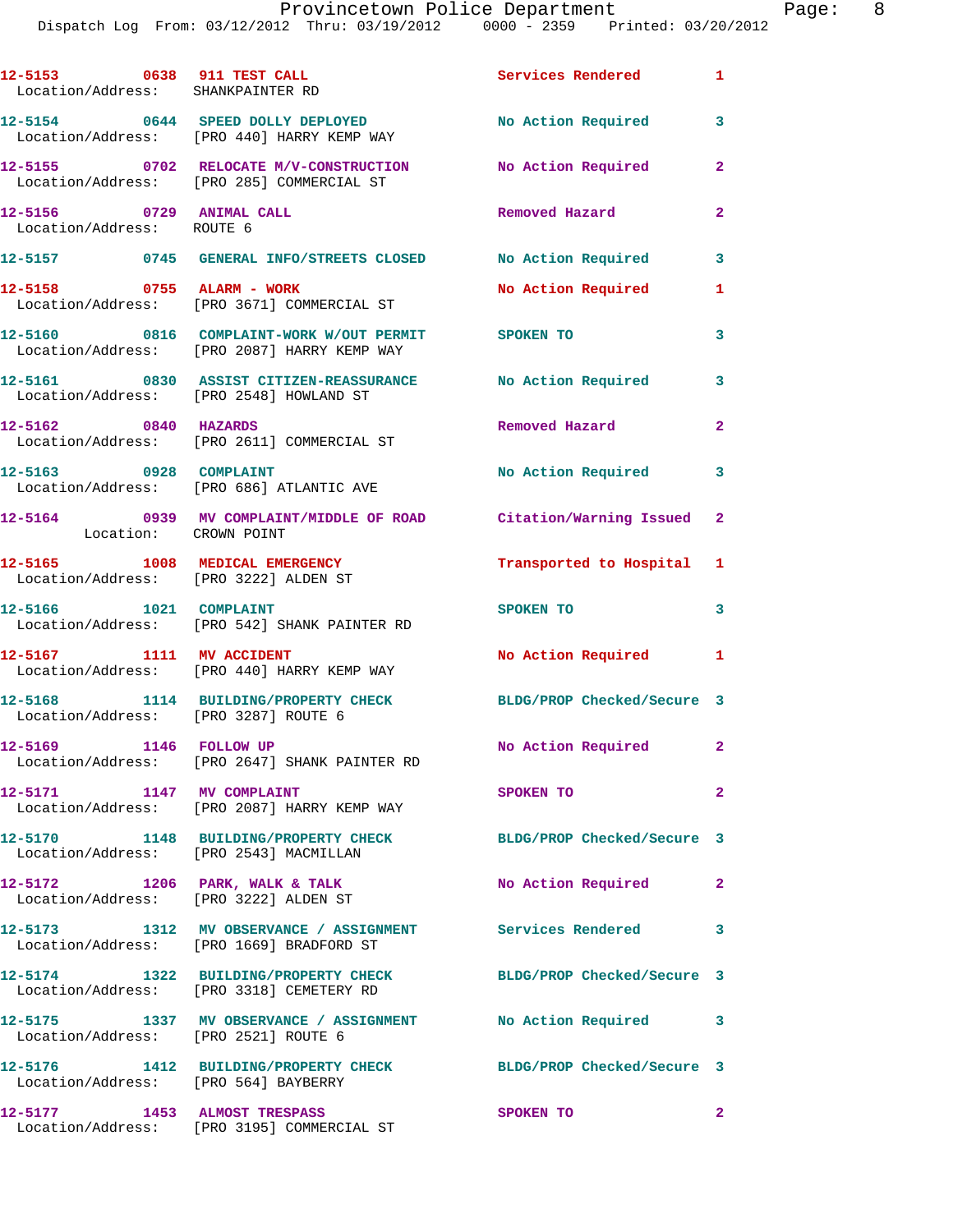12-5153 0638 911 TEST CALL Services Rendered 1
Location/Address: SHANKPAINTER RD

12-5154 0644 SPEED DOLLY DEPLOYED No Action Required 3
Location/Address: [PRO 440] HARRY KEMP WAY

12-5155 0702 RELOCATE M/V-CONSTRUCTION No Action Required 2
Location/Address: [PRO 285] COMMERCIAL ST

12-5156 0729 ANIMAL CALL Removed Hazard 2
Location/Address: ROUTE 6

12-5157 0745 GENERAL INFO/STREETS CLOSED No Action Required 3

12-5158 0755 ALARM - WORK No Action Required 1
Location/Address: [PRO 3671] COMMERCIAL ST

12-5160 0816 COMPLAINT-WORK W/OUT PERMIT SPOKEN TO 3
Location/Address: [PRO 2087] HARRY KEMP WAY

12-5161 0830 ASSIST CITIZEN-REASSURANCE No Action Required 3
Location/Address: [PRO 2548] HOWLAND ST

12-5162 0840 HAZARDS Removed Hazard 2
Location/Address: [PRO 2611] COMMERCIAL ST

12-5163 0928 COMPLAINT No Action Required 3
Location/Address: [PRO 686] ATLANTIC AVE

12-5164 0939 MV COMPLAINT/MIDDLE OF ROAD Citation/Warning Issued 2
Location: CROWN POINT

12-5165 1008 MEDICAL EMERGENCY Transported to Hospital 1
Location/Address: [PRO 3222] ALDEN ST

12-5166 1021 COMPLAINT SPOKEN TO 3
Location/Address: [PRO 542] SHANK PAINTER RD

12-5167 1111 MV ACCIDENT No Action Required 1
Location/Address: [PRO 440] HARRY KEMP WAY

12-5168 1114 BUILDING/PROPERTY CHECK BLDG/PROP Checked/Secure 3
Location/Address: [PRO 3287] ROUTE 6

12-5169 1146 FOLLOW UP No Action Required 2
Location/Address: [PRO 2647] SHANK PAINTER RD

12-5171 1147 MV COMPLAINT SPOKEN TO 2
Location/Address: [PRO 2087] HARRY KEMP WAY

12-5170 1148 BUILDING/PROPERTY CHECK BLDG/PROP Checked/Secure 3
Location/Address: [PRO 2543] MACMILLAN

12-5172 1206 PARK, WALK & TALK No Action Required 2
Location/Address: [PRO 3222] ALDEN ST

12-5173 1312 MV OBSERVANCE / ASSIGNMENT Services Rendered 3
Location/Address: [PRO 1669] BRADFORD ST

12-5174 1322 BUILDING/PROPERTY CHECK BLDG/PROP Checked/Secure 3
Location/Address: [PRO 3318] CEMETERY RD

12-5175 1337 MV OBSERVANCE / ASSIGNMENT No Action Required 3
Location/Address: [PRO 2521] ROUTE 6

12-5176 1412 BUILDING/PROPERTY CHECK BLDG/PROP Checked/Secure 3
Location/Address: [PRO 564] BAYBERRY

12-5177 1453 ALMOST TRESPASS SPOKEN TO 2
Location/Address: [PRO 3195] COMMERCIAL ST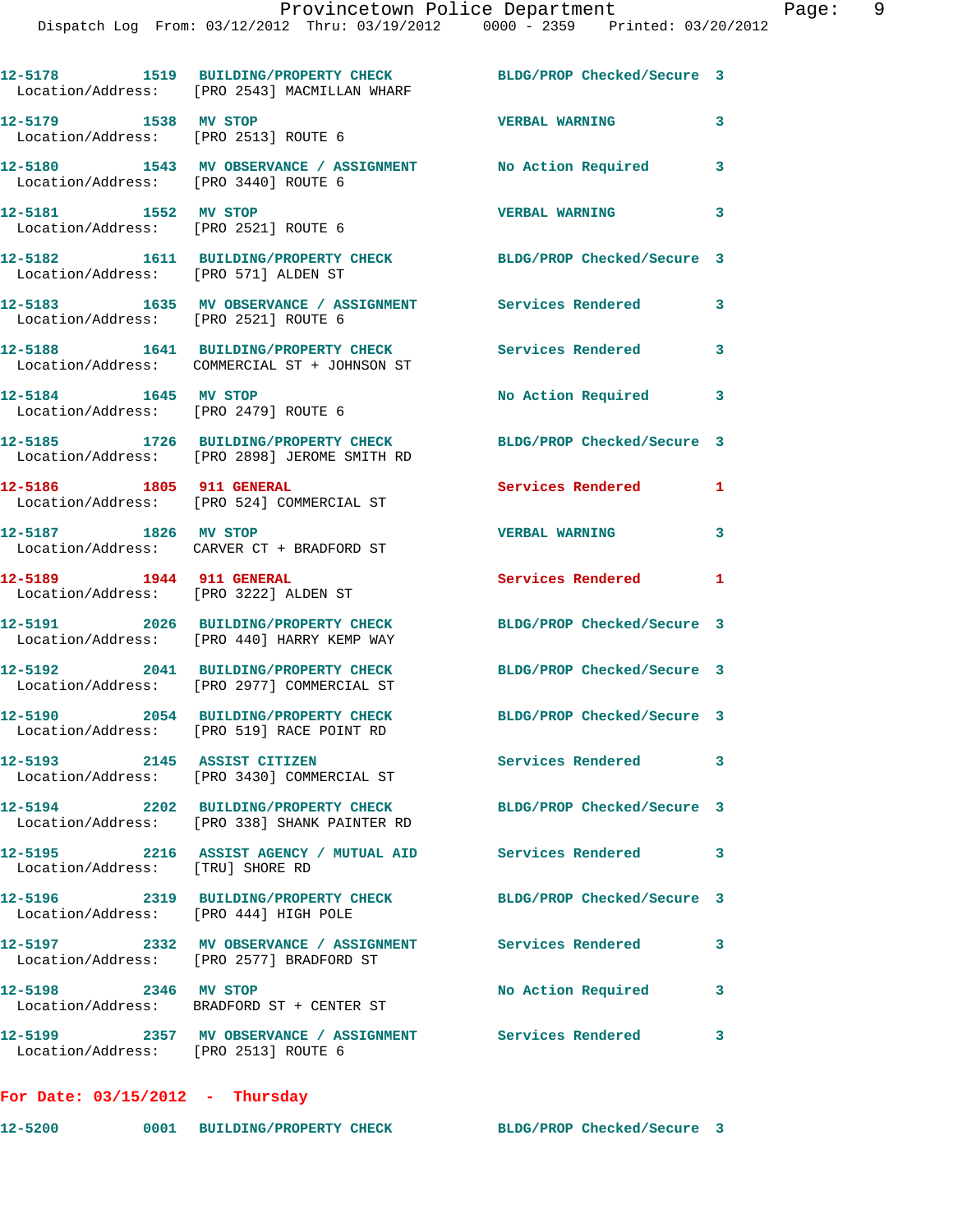12-5178 1519 BUILDING/PROPERTY CHECK BLDG/PROP Checked/Secure 3
Location/Address: [PRO 2543] MACMILLAN WHARF

12-5179 1538 MV STOP VERBAL WARNING 3
Location/Address: [PRO 2513] ROUTE 6

12-5180 1543 MV OBSERVANCE / ASSIGNMENT No Action Required 3
Location/Address: [PRO 3440] ROUTE 6

12-5181 1552 MV STOP VERBAL WARNING 3
Location/Address: [PRO 2521] ROUTE 6

12-5182 1611 BUILDING/PROPERTY CHECK BLDG/PROP Checked/Secure 3
Location/Address: [PRO 571] ALDEN ST

12-5183 1635 MV OBSERVANCE / ASSIGNMENT Services Rendered 3
Location/Address: [PRO 2521] ROUTE 6

12-5188 1641 BUILDING/PROPERTY CHECK Services Rendered 3
Location/Address: COMMERCIAL ST + JOHNSON ST

12-5184 1645 MV STOP No Action Required 3
Location/Address: [PRO 2479] ROUTE 6

12-5185 1726 BUILDING/PROPERTY CHECK BLDG/PROP Checked/Secure 3
Location/Address: [PRO 2898] JEROME SMITH RD

12-5186 1805 911 GENERAL Services Rendered 1
Location/Address: [PRO 524] COMMERCIAL ST

12-5187 1826 MV STOP VERBAL WARNING 3
Location/Address: CARVER CT + BRADFORD ST

12-5189 1944 911 GENERAL Services Rendered 1
Location/Address: [PRO 3222] ALDEN ST

12-5191 2026 BUILDING/PROPERTY CHECK BLDG/PROP Checked/Secure 3
Location/Address: [PRO 440] HARRY KEMP WAY

12-5192 2041 BUILDING/PROPERTY CHECK BLDG/PROP Checked/Secure 3
Location/Address: [PRO 2977] COMMERCIAL ST

12-5190 2054 BUILDING/PROPERTY CHECK BLDG/PROP Checked/Secure 3
Location/Address: [PRO 519] RACE POINT RD

12-5193 2145 ASSIST CITIZEN Services Rendered 3
Location/Address: [PRO 3430] COMMERCIAL ST

12-5194 2202 BUILDING/PROPERTY CHECK BLDG/PROP Checked/Secure 3
Location/Address: [PRO 338] SHANK PAINTER RD

12-5195 2216 ASSIST AGENCY / MUTUAL AID Services Rendered 3
Location/Address: [TRU] SHORE RD

12-5196 2319 BUILDING/PROPERTY CHECK BLDG/PROP Checked/Secure 3
Location/Address: [PRO 444] HIGH POLE

12-5197 2332 MV OBSERVANCE / ASSIGNMENT Services Rendered 3
Location/Address: [PRO 2577] BRADFORD ST

12-5198 2346 MV STOP No Action Required 3
Location/Address: BRADFORD ST + CENTER ST

12-5199 2357 MV OBSERVANCE / ASSIGNMENT Services Rendered 3
Location/Address: [PRO 2513] ROUTE 6

**For Date: 03/15/2012 - Thursday**

12-5200 0001 BUILDING/PROPERTY CHECK BLDG/PROP Checked/Secure 3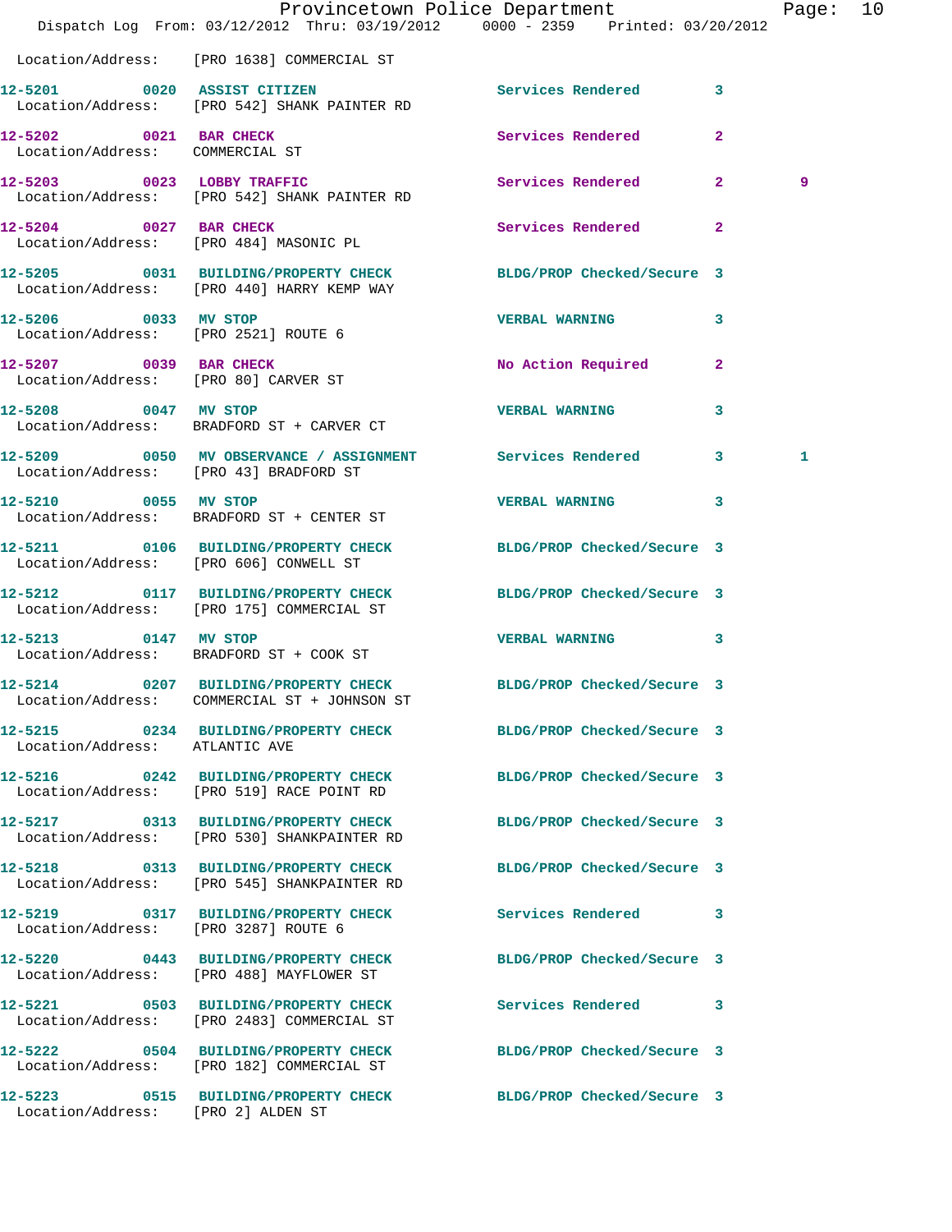Location/Address: [PRO 1638] COMMERCIAL ST

| Call # | Time | Call Type | Disposition | Priority | |
|---|---|---|---|---|---|
| 12-5201 | 0020 | ASSIST CITIZEN | Services Rendered | 3 | |
| Location/Address: | | [PRO 542] SHANK PAINTER RD | | | |
| 12-5202 | 0021 | BAR CHECK | Services Rendered | 2 | |
| Location/Address: | | COMMERCIAL ST | | | |
| 12-5203 | 0023 | LOBBY TRAFFIC | Services Rendered | 2 | 9 |
| Location/Address: | | [PRO 542] SHANK PAINTER RD | | | |
| 12-5204 | 0027 | BAR CHECK | Services Rendered | 2 | |
| Location/Address: | | [PRO 484] MASONIC PL | | | |
| 12-5205 | 0031 | BUILDING/PROPERTY CHECK | BLDG/PROP Checked/Secure | 3 | |
| Location/Address: | | [PRO 440] HARRY KEMP WAY | | | |
| 12-5206 | 0033 | MV STOP | VERBAL WARNING | 3 | |
| Location/Address: | | [PRO 2521] ROUTE 6 | | | |
| 12-5207 | 0039 | BAR CHECK | No Action Required | 2 | |
| Location/Address: | | [PRO 80] CARVER ST | | | |
| 12-5208 | 0047 | MV STOP | VERBAL WARNING | 3 | |
| Location/Address: | | BRADFORD ST + CARVER CT | | | |
| 12-5209 | 0050 | MV OBSERVANCE / ASSIGNMENT | Services Rendered | 3 | 1 |
| Location/Address: | | [PRO 43] BRADFORD ST | | | |
| 12-5210 | 0055 | MV STOP | VERBAL WARNING | 3 | |
| Location/Address: | | BRADFORD ST + CENTER ST | | | |
| 12-5211 | 0106 | BUILDING/PROPERTY CHECK | BLDG/PROP Checked/Secure | 3 | |
| Location/Address: | | [PRO 606] CONWELL ST | | | |
| 12-5212 | 0117 | BUILDING/PROPERTY CHECK | BLDG/PROP Checked/Secure | 3 | |
| Location/Address: | | [PRO 175] COMMERCIAL ST | | | |
| 12-5213 | 0147 | MV STOP | VERBAL WARNING | 3 | |
| Location/Address: | | BRADFORD ST + COOK ST | | | |
| 12-5214 | 0207 | BUILDING/PROPERTY CHECK | BLDG/PROP Checked/Secure | 3 | |
| Location/Address: | | COMMERCIAL ST + JOHNSON ST | | | |
| 12-5215 | 0234 | BUILDING/PROPERTY CHECK | BLDG/PROP Checked/Secure | 3 | |
| Location/Address: | | ATLANTIC AVE | | | |
| 12-5216 | 0242 | BUILDING/PROPERTY CHECK | BLDG/PROP Checked/Secure | 3 | |
| Location/Address: | | [PRO 519] RACE POINT RD | | | |
| 12-5217 | 0313 | BUILDING/PROPERTY CHECK | BLDG/PROP Checked/Secure | 3 | |
| Location/Address: | | [PRO 530] SHANKPAINTER RD | | | |
| 12-5218 | 0313 | BUILDING/PROPERTY CHECK | BLDG/PROP Checked/Secure | 3 | |
| Location/Address: | | [PRO 545] SHANKPAINTER RD | | | |
| 12-5219 | 0317 | BUILDING/PROPERTY CHECK | Services Rendered | 3 | |
| Location/Address: | | [PRO 3287] ROUTE 6 | | | |
| 12-5220 | 0443 | BUILDING/PROPERTY CHECK | BLDG/PROP Checked/Secure | 3 | |
| Location/Address: | | [PRO 488] MAYFLOWER ST | | | |
| 12-5221 | 0503 | BUILDING/PROPERTY CHECK | Services Rendered | 3 | |
| Location/Address: | | [PRO 2483] COMMERCIAL ST | | | |
| 12-5222 | 0504 | BUILDING/PROPERTY CHECK | BLDG/PROP Checked/Secure | 3 | |
| Location/Address: | | [PRO 182] COMMERCIAL ST | | | |
| 12-5223 | 0515 | BUILDING/PROPERTY CHECK | BLDG/PROP Checked/Secure | 3 | |
| Location/Address: | | [PRO 2] ALDEN ST | | | |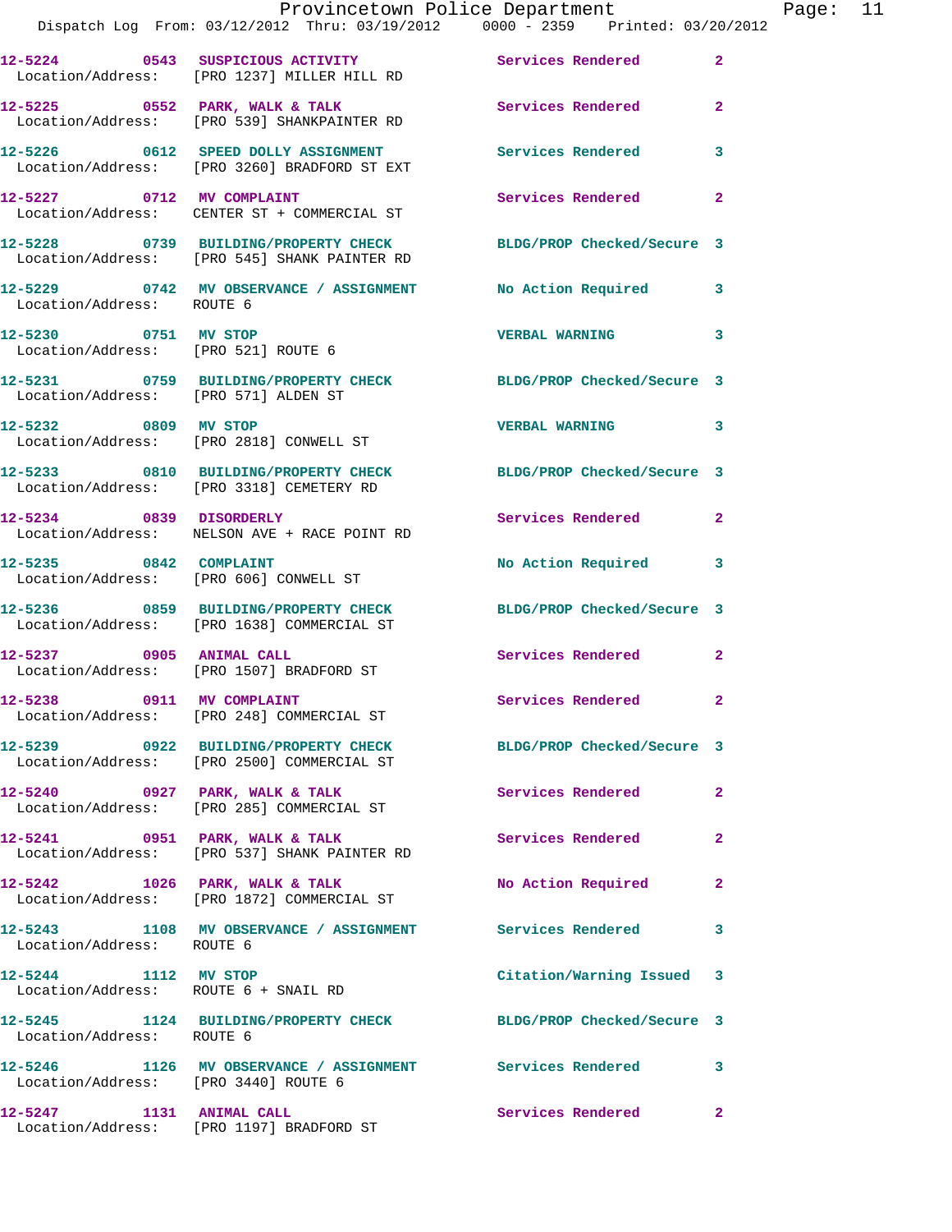12-5224 0543 SUSPICIOUS ACTIVITY Services Rendered 2
Location/Address: [PRO 1237] MILLER HILL RD

12-5225 0552 PARK, WALK & TALK Services Rendered 2
Location/Address: [PRO 539] SHANKPAINTER RD

12-5226 0612 SPEED DOLLY ASSIGNMENT Services Rendered 3
Location/Address: [PRO 3260] BRADFORD ST EXT

12-5227 0712 MV COMPLAINT Services Rendered 2
Location/Address: CENTER ST + COMMERCIAL ST

12-5228 0739 BUILDING/PROPERTY CHECK BLDG/PROP Checked/Secure 3
Location/Address: [PRO 545] SHANK PAINTER RD

12-5229 0742 MV OBSERVANCE / ASSIGNMENT No Action Required 3
Location/Address: ROUTE 6

12-5230 0751 MV STOP VERBAL WARNING 3
Location/Address: [PRO 521] ROUTE 6

12-5231 0759 BUILDING/PROPERTY CHECK BLDG/PROP Checked/Secure 3
Location/Address: [PRO 571] ALDEN ST

12-5232 0809 MV STOP VERBAL WARNING 3
Location/Address: [PRO 2818] CONWELL ST

12-5233 0810 BUILDING/PROPERTY CHECK BLDG/PROP Checked/Secure 3
Location/Address: [PRO 3318] CEMETERY RD

12-5234 0839 DISORDERLY Services Rendered 2
Location/Address: NELSON AVE + RACE POINT RD

12-5235 0842 COMPLAINT No Action Required 3
Location/Address: [PRO 606] CONWELL ST

12-5236 0859 BUILDING/PROPERTY CHECK BLDG/PROP Checked/Secure 3
Location/Address: [PRO 1638] COMMERCIAL ST

12-5237 0905 ANIMAL CALL Services Rendered 2
Location/Address: [PRO 1507] BRADFORD ST

12-5238 0911 MV COMPLAINT Services Rendered 2
Location/Address: [PRO 248] COMMERCIAL ST

12-5239 0922 BUILDING/PROPERTY CHECK BLDG/PROP Checked/Secure 3
Location/Address: [PRO 2500] COMMERCIAL ST

12-5240 0927 PARK, WALK & TALK Services Rendered 2
Location/Address: [PRO 285] COMMERCIAL ST

12-5241 0951 PARK, WALK & TALK Services Rendered 2
Location/Address: [PRO 537] SHANK PAINTER RD

12-5242 1026 PARK, WALK & TALK No Action Required 2
Location/Address: [PRO 1872] COMMERCIAL ST

12-5243 1108 MV OBSERVANCE / ASSIGNMENT Services Rendered 3
Location/Address: ROUTE 6

12-5244 1112 MV STOP Citation/Warning Issued 3
Location/Address: ROUTE 6 + SNAIL RD

12-5245 1124 BUILDING/PROPERTY CHECK BLDG/PROP Checked/Secure 3
Location/Address: ROUTE 6

12-5246 1126 MV OBSERVANCE / ASSIGNMENT Services Rendered 3
Location/Address: [PRO 3440] ROUTE 6

12-5247 1131 ANIMAL CALL Services Rendered 2
Location/Address: [PRO 1197] BRADFORD ST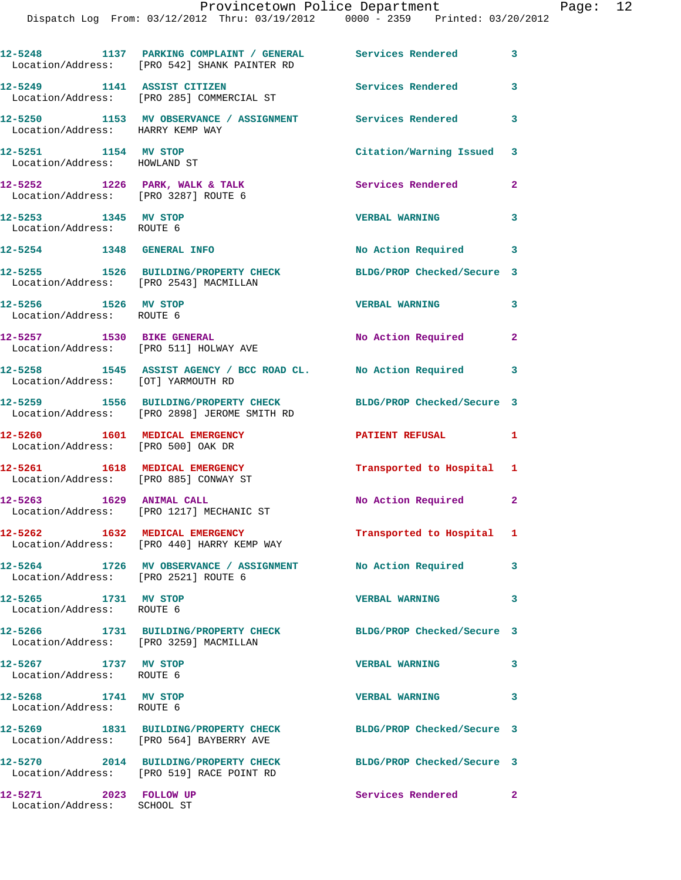| Call Number | Time | Call Reason | Action | Priority |
|---|---|---|---|---|
| 12-5248 | 1137 | PARKING COMPLAINT / GENERAL | Services Rendered | 3 |
| Location/Address: | | [PRO 542] SHANK PAINTER RD | | |
| 12-5249 | 1141 | ASSIST CITIZEN | Services Rendered | 3 |
| Location/Address: | | [PRO 285] COMMERCIAL ST | | |
| 12-5250 | 1153 | MV OBSERVANCE / ASSIGNMENT | Services Rendered | 3 |
| Location/Address: | | HARRY KEMP WAY | | |
| 12-5251 | 1154 | MV STOP | Citation/Warning Issued | 3 |
| Location/Address: | | HOWLAND ST | | |
| 12-5252 | 1226 | PARK, WALK & TALK | Services Rendered | 2 |
| Location/Address: | | [PRO 3287] ROUTE 6 | | |
| 12-5253 | 1345 | MV STOP | VERBAL WARNING | 3 |
| Location/Address: | | ROUTE 6 | | |
| 12-5254 | 1348 | GENERAL INFO | No Action Required | 3 |
| 12-5255 | 1526 | BUILDING/PROPERTY CHECK | BLDG/PROP Checked/Secure | 3 |
| Location/Address: | | [PRO 2543] MACMILLAN | | |
| 12-5256 | 1526 | MV STOP | VERBAL WARNING | 3 |
| Location/Address: | | ROUTE 6 | | |
| 12-5257 | 1530 | BIKE GENERAL | No Action Required | 2 |
| Location/Address: | | [PRO 511] HOLWAY AVE | | |
| 12-5258 | 1545 | ASSIST AGENCY / BCC ROAD CL. | No Action Required | 3 |
| Location/Address: | | [OT] YARMOUTH RD | | |
| 12-5259 | 1556 | BUILDING/PROPERTY CHECK | BLDG/PROP Checked/Secure | 3 |
| Location/Address: | | [PRO 2898] JEROME SMITH RD | | |
| 12-5260 | 1601 | MEDICAL EMERGENCY | PATIENT REFUSAL | 1 |
| Location/Address: | | [PRO 500] OAK DR | | |
| 12-5261 | 1618 | MEDICAL EMERGENCY | Transported to Hospital | 1 |
| Location/Address: | | [PRO 885] CONWAY ST | | |
| 12-5263 | 1629 | ANIMAL CALL | No Action Required | 2 |
| Location/Address: | | [PRO 1217] MECHANIC ST | | |
| 12-5262 | 1632 | MEDICAL EMERGENCY | Transported to Hospital | 1 |
| Location/Address: | | [PRO 440] HARRY KEMP WAY | | |
| 12-5264 | 1726 | MV OBSERVANCE / ASSIGNMENT | No Action Required | 3 |
| Location/Address: | | [PRO 2521] ROUTE 6 | | |
| 12-5265 | 1731 | MV STOP | VERBAL WARNING | 3 |
| Location/Address: | | ROUTE 6 | | |
| 12-5266 | 1731 | BUILDING/PROPERTY CHECK | BLDG/PROP Checked/Secure | 3 |
| Location/Address: | | [PRO 3259] MACMILLAN | | |
| 12-5267 | 1737 | MV STOP | VERBAL WARNING | 3 |
| Location/Address: | | ROUTE 6 | | |
| 12-5268 | 1741 | MV STOP | VERBAL WARNING | 3 |
| Location/Address: | | ROUTE 6 | | |
| 12-5269 | 1831 | BUILDING/PROPERTY CHECK | BLDG/PROP Checked/Secure | 3 |
| Location/Address: | | [PRO 564] BAYBERRY AVE | | |
| 12-5270 | 2014 | BUILDING/PROPERTY CHECK | BLDG/PROP Checked/Secure | 3 |
| Location/Address: | | [PRO 519] RACE POINT RD | | |
| 12-5271 | 2023 | FOLLOW UP | Services Rendered | 2 |
| Location/Address: | | SCHOOL ST | | |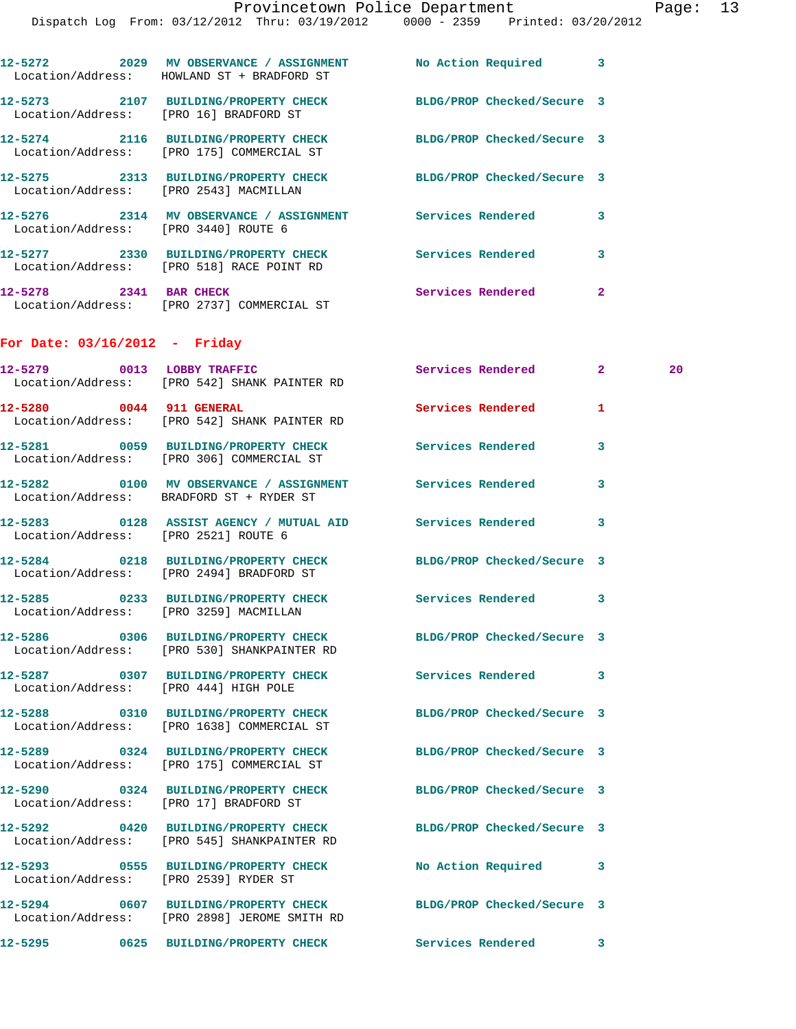12-5272 2029 MV OBSERVANCE / ASSIGNMENT No Action Required 3
Location/Address: HOWLAND ST + BRADFORD ST

12-5273 2107 BUILDING/PROPERTY CHECK BLDG/PROP Checked/Secure 3
Location/Address: [PRO 16] BRADFORD ST

12-5274 2116 BUILDING/PROPERTY CHECK BLDG/PROP Checked/Secure 3
Location/Address: [PRO 175] COMMERCIAL ST

12-5275 2313 BUILDING/PROPERTY CHECK BLDG/PROP Checked/Secure 3
Location/Address: [PRO 2543] MACMILLAN

12-5276 2314 MV OBSERVANCE / ASSIGNMENT Services Rendered 3
Location/Address: [PRO 3440] ROUTE 6

12-5277 2330 BUILDING/PROPERTY CHECK Services Rendered 3
Location/Address: [PRO 518] RACE POINT RD

12-5278 2341 BAR CHECK Services Rendered 2
Location/Address: [PRO 2737] COMMERCIAL ST

## For Date: 03/16/2012 - Friday

12-5279 0013 LOBBY TRAFFIC Services Rendered 2 20
Location/Address: [PRO 542] SHANK PAINTER RD

12-5280 0044 911 GENERAL Services Rendered 1
Location/Address: [PRO 542] SHANK PAINTER RD

12-5281 0059 BUILDING/PROPERTY CHECK Services Rendered 3
Location/Address: [PRO 306] COMMERCIAL ST

12-5282 0100 MV OBSERVANCE / ASSIGNMENT Services Rendered 3
Location/Address: BRADFORD ST + RYDER ST

12-5283 0128 ASSIST AGENCY / MUTUAL AID Services Rendered 3
Location/Address: [PRO 2521] ROUTE 6

12-5284 0218 BUILDING/PROPERTY CHECK BLDG/PROP Checked/Secure 3
Location/Address: [PRO 2494] BRADFORD ST

12-5285 0233 BUILDING/PROPERTY CHECK Services Rendered 3
Location/Address: [PRO 3259] MACMILLAN

12-5286 0306 BUILDING/PROPERTY CHECK BLDG/PROP Checked/Secure 3
Location/Address: [PRO 530] SHANKPAINTER RD

12-5287 0307 BUILDING/PROPERTY CHECK Services Rendered 3
Location/Address: [PRO 444] HIGH POLE

12-5288 0310 BUILDING/PROPERTY CHECK BLDG/PROP Checked/Secure 3
Location/Address: [PRO 1638] COMMERCIAL ST

12-5289 0324 BUILDING/PROPERTY CHECK BLDG/PROP Checked/Secure 3
Location/Address: [PRO 175] COMMERCIAL ST

12-5290 0324 BUILDING/PROPERTY CHECK BLDG/PROP Checked/Secure 3
Location/Address: [PRO 17] BRADFORD ST

12-5292 0420 BUILDING/PROPERTY CHECK BLDG/PROP Checked/Secure 3
Location/Address: [PRO 545] SHANKPAINTER RD

12-5293 0555 BUILDING/PROPERTY CHECK No Action Required 3
Location/Address: [PRO 2539] RYDER ST

12-5294 0607 BUILDING/PROPERTY CHECK BLDG/PROP Checked/Secure 3
Location/Address: [PRO 2898] JEROME SMITH RD

12-5295 0625 BUILDING/PROPERTY CHECK Services Rendered 3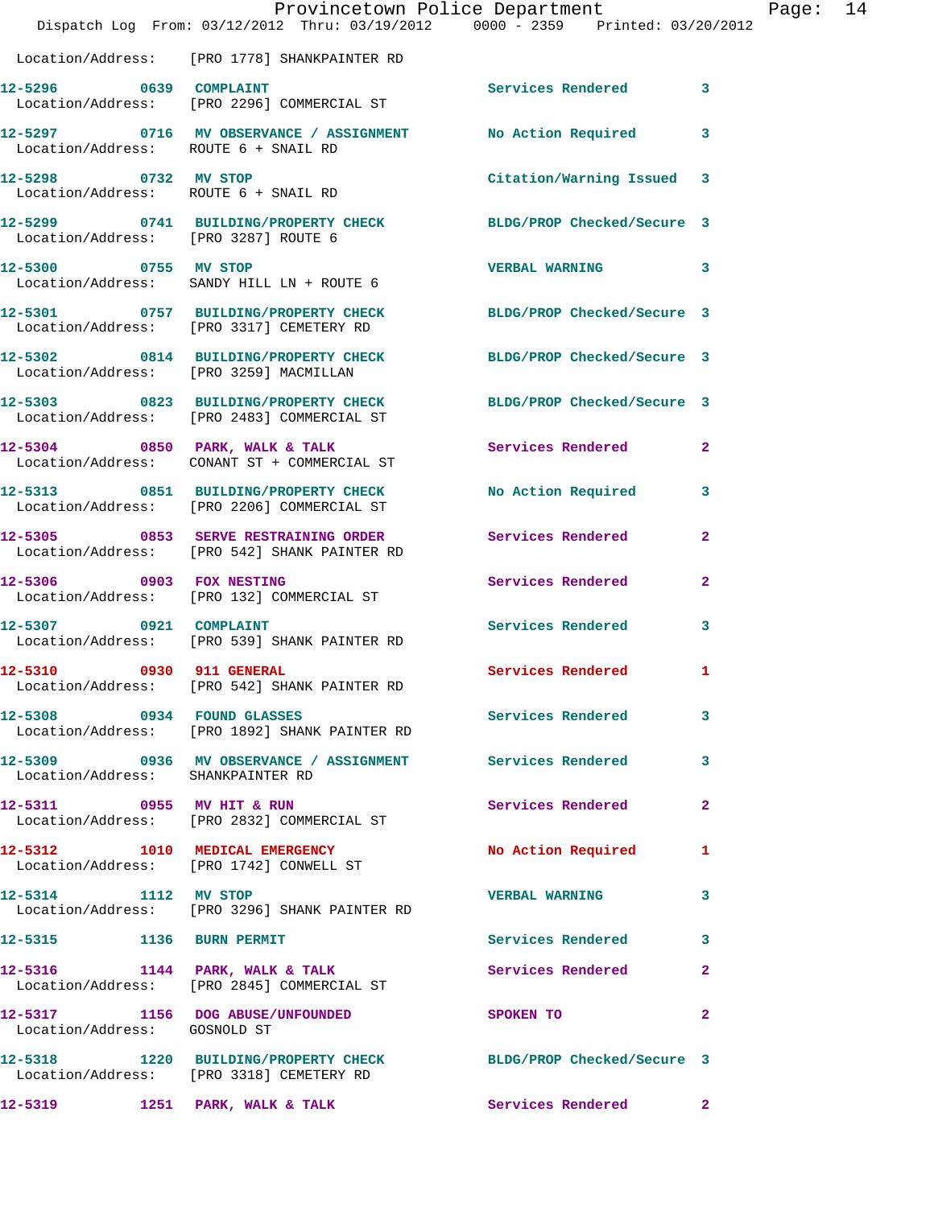Location/Address: [PRO 1778] SHANKPAINTER RD

**12-5296 0639 COMPLAINT** Services Rendered 3
Location/Address: [PRO 2296] COMMERCIAL ST

**12-5297 0716 MV OBSERVANCE / ASSIGNMENT** No Action Required 3
Location/Address: ROUTE 6 + SNAIL RD

**12-5298 0732 MV STOP** Citation/Warning Issued 3
Location/Address: ROUTE 6 + SNAIL RD

**12-5299 0741 BUILDING/PROPERTY CHECK** BLDG/PROP Checked/Secure 3
Location/Address: [PRO 3287] ROUTE 6

**12-5300 0755 MV STOP** VERBAL WARNING 3
Location/Address: SANDY HILL LN + ROUTE 6

**12-5301 0757 BUILDING/PROPERTY CHECK** BLDG/PROP Checked/Secure 3
Location/Address: [PRO 3317] CEMETERY RD

**12-5302 0814 BUILDING/PROPERTY CHECK** BLDG/PROP Checked/Secure 3
Location/Address: [PRO 3259] MACMILLAN

**12-5303 0823 BUILDING/PROPERTY CHECK** BLDG/PROP Checked/Secure 3
Location/Address: [PRO 2483] COMMERCIAL ST

**12-5304 0850 PARK, WALK & TALK** Services Rendered 2
Location/Address: CONANT ST + COMMERCIAL ST

**12-5313 0851 BUILDING/PROPERTY CHECK** No Action Required 3
Location/Address: [PRO 2206] COMMERCIAL ST

**12-5305 0853 SERVE RESTRAINING ORDER** Services Rendered 2
Location/Address: [PRO 542] SHANK PAINTER RD

**12-5306 0903 FOX NESTING** Services Rendered 2
Location/Address: [PRO 132] COMMERCIAL ST

**12-5307 0921 COMPLAINT** Services Rendered 3
Location/Address: [PRO 539] SHANK PAINTER RD

**12-5310 0930 911 GENERAL** Services Rendered 1
Location/Address: [PRO 542] SHANK PAINTER RD

**12-5308 0934 FOUND GLASSES** Services Rendered 3
Location/Address: [PRO 1892] SHANK PAINTER RD

**12-5309 0936 MV OBSERVANCE / ASSIGNMENT** Services Rendered 3
Location/Address: SHANKPAINTER RD

**12-5311 0955 MV HIT & RUN** Services Rendered 2
Location/Address: [PRO 2832] COMMERCIAL ST

**12-5312 1010 MEDICAL EMERGENCY** No Action Required 1
Location/Address: [PRO 1742] CONWELL ST

**12-5314 1112 MV STOP** VERBAL WARNING 3
Location/Address: [PRO 3296] SHANK PAINTER RD

**12-5315 1136 BURN PERMIT** Services Rendered 3

**12-5316 1144 PARK, WALK & TALK** Services Rendered 2
Location/Address: [PRO 2845] COMMERCIAL ST

**12-5317 1156 DOG ABUSE/UNFOUNDED** SPOKEN TO 2
Location/Address: GOSNOLD ST

**12-5318 1220 BUILDING/PROPERTY CHECK** BLDG/PROP Checked/Secure 3
Location/Address: [PRO 3318] CEMETERY RD

**12-5319 1251 PARK, WALK & TALK** Services Rendered 2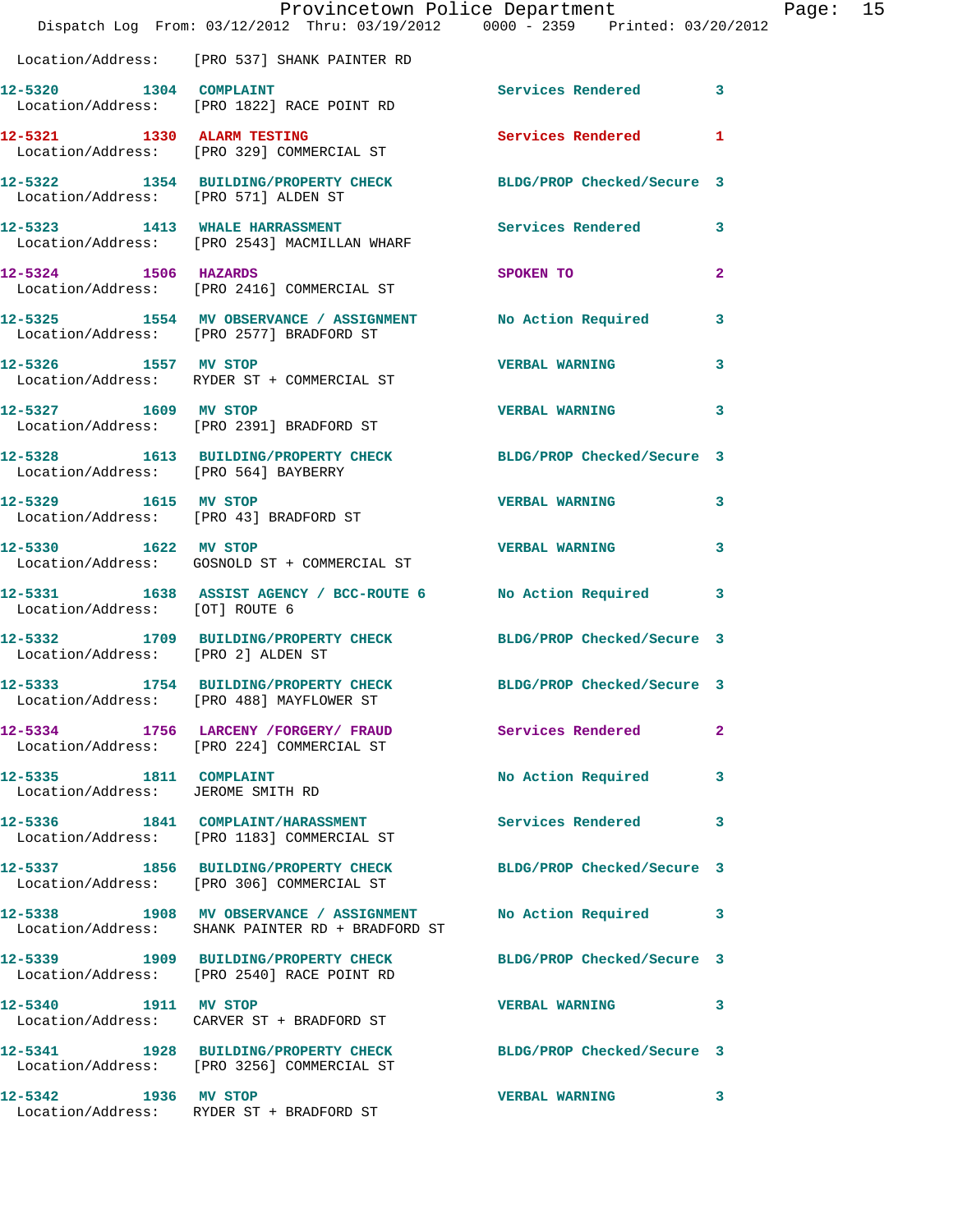Location/Address: [PRO 537] SHANK PAINTER RD

| Call # | Time | Call Reason | Action | Priority |
|---|---|---|---|---|
| 12-5320 | 1304 | COMPLAINT | Services Rendered | 3 |
| Location/Address: [PRO 1822] RACE POINT RD | | | | |
| 12-5321 | 1330 | ALARM TESTING | Services Rendered | 1 |
| Location/Address: [PRO 329] COMMERCIAL ST | | | | |
| 12-5322 | 1354 | BUILDING/PROPERTY CHECK | BLDG/PROP Checked/Secure | 3 |
| Location/Address: [PRO 571] ALDEN ST | | | | |
| 12-5323 | 1413 | WHALE HARRASSMENT | Services Rendered | 3 |
| Location/Address: [PRO 2543] MACMILLAN WHARF | | | | |
| 12-5324 | 1506 | HAZARDS | SPOKEN TO | 2 |
| Location/Address: [PRO 2416] COMMERCIAL ST | | | | |
| 12-5325 | 1554 | MV OBSERVANCE / ASSIGNMENT | No Action Required | 3 |
| Location/Address: [PRO 2577] BRADFORD ST | | | | |
| 12-5326 | 1557 | MV STOP | VERBAL WARNING | 3 |
| Location/Address: RYDER ST + COMMERCIAL ST | | | | |
| 12-5327 | 1609 | MV STOP | VERBAL WARNING | 3 |
| Location/Address: [PRO 2391] BRADFORD ST | | | | |
| 12-5328 | 1613 | BUILDING/PROPERTY CHECK | BLDG/PROP Checked/Secure | 3 |
| Location/Address: [PRO 564] BAYBERRY | | | | |
| 12-5329 | 1615 | MV STOP | VERBAL WARNING | 3 |
| Location/Address: [PRO 43] BRADFORD ST | | | | |
| 12-5330 | 1622 | MV STOP | VERBAL WARNING | 3 |
| Location/Address: GOSNOLD ST + COMMERCIAL ST | | | | |
| 12-5331 | 1638 | ASSIST AGENCY / BCC-ROUTE 6 | No Action Required | 3 |
| Location/Address: [OT] ROUTE 6 | | | | |
| 12-5332 | 1709 | BUILDING/PROPERTY CHECK | BLDG/PROP Checked/Secure | 3 |
| Location/Address: [PRO 2] ALDEN ST | | | | |
| 12-5333 | 1754 | BUILDING/PROPERTY CHECK | BLDG/PROP Checked/Secure | 3 |
| Location/Address: [PRO 488] MAYFLOWER ST | | | | |
| 12-5334 | 1756 | LARCENY /FORGERY/ FRAUD | Services Rendered | 2 |
| Location/Address: [PRO 224] COMMERCIAL ST | | | | |
| 12-5335 | 1811 | COMPLAINT | No Action Required | 3 |
| Location/Address: JEROME SMITH RD | | | | |
| 12-5336 | 1841 | COMPLAINT/HARASSMENT | Services Rendered | 3 |
| Location/Address: [PRO 1183] COMMERCIAL ST | | | | |
| 12-5337 | 1856 | BUILDING/PROPERTY CHECK | BLDG/PROP Checked/Secure | 3 |
| Location/Address: [PRO 306] COMMERCIAL ST | | | | |
| 12-5338 | 1908 | MV OBSERVANCE / ASSIGNMENT | No Action Required | 3 |
| Location/Address: SHANK PAINTER RD + BRADFORD ST | | | | |
| 12-5339 | 1909 | BUILDING/PROPERTY CHECK | BLDG/PROP Checked/Secure | 3 |
| Location/Address: [PRO 2540] RACE POINT RD | | | | |
| 12-5340 | 1911 | MV STOP | VERBAL WARNING | 3 |
| Location/Address: CARVER ST + BRADFORD ST | | | | |
| 12-5341 | 1928 | BUILDING/PROPERTY CHECK | BLDG/PROP Checked/Secure | 3 |
| Location/Address: [PRO 3256] COMMERCIAL ST | | | | |
| 12-5342 | 1936 | MV STOP | VERBAL WARNING | 3 |
| Location/Address: RYDER ST + BRADFORD ST | | | | |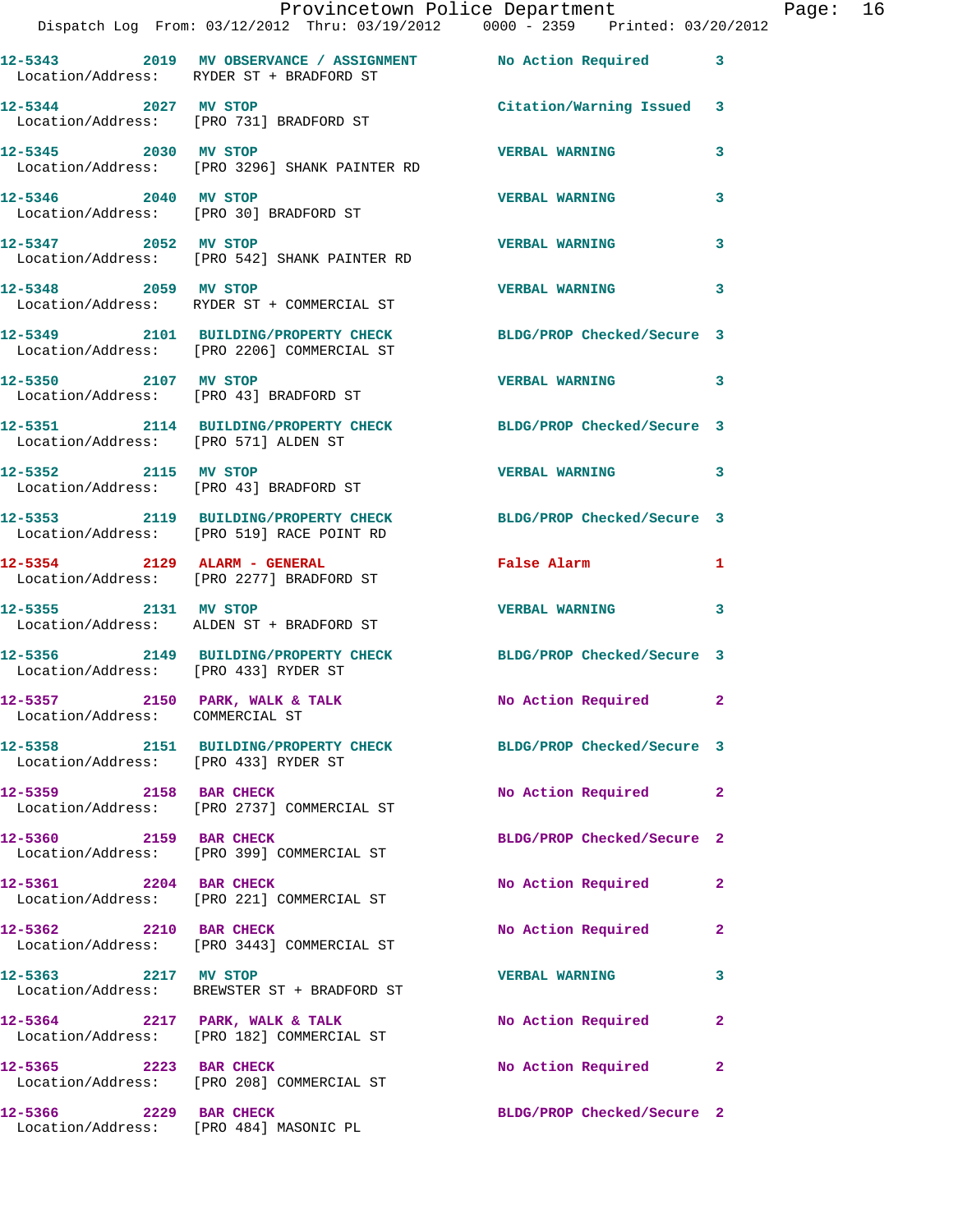| Call # | Time | Call Type | Action | Priority |
|---|---|---|---|---|
| 12-5343 | 2019 | MV OBSERVANCE / ASSIGNMENT | No Action Required | 3 |
| Location/Address: | | RYDER ST + BRADFORD ST | | |
| 12-5344 | 2027 | MV STOP | Citation/Warning Issued | 3 |
| Location/Address: | | [PRO 731] BRADFORD ST | | |
| 12-5345 | 2030 | MV STOP | VERBAL WARNING | 3 |
| Location/Address: | | [PRO 3296] SHANK PAINTER RD | | |
| 12-5346 | 2040 | MV STOP | VERBAL WARNING | 3 |
| Location/Address: | | [PRO 30] BRADFORD ST | | |
| 12-5347 | 2052 | MV STOP | VERBAL WARNING | 3 |
| Location/Address: | | [PRO 542] SHANK PAINTER RD | | |
| 12-5348 | 2059 | MV STOP | VERBAL WARNING | 3 |
| Location/Address: | | RYDER ST + COMMERCIAL ST | | |
| 12-5349 | 2101 | BUILDING/PROPERTY CHECK | BLDG/PROP Checked/Secure | 3 |
| Location/Address: | | [PRO 2206] COMMERCIAL ST | | |
| 12-5350 | 2107 | MV STOP | VERBAL WARNING | 3 |
| Location/Address: | | [PRO 43] BRADFORD ST | | |
| 12-5351 | 2114 | BUILDING/PROPERTY CHECK | BLDG/PROP Checked/Secure | 3 |
| Location/Address: | | [PRO 571] ALDEN ST | | |
| 12-5352 | 2115 | MV STOP | VERBAL WARNING | 3 |
| Location/Address: | | [PRO 43] BRADFORD ST | | |
| 12-5353 | 2119 | BUILDING/PROPERTY CHECK | BLDG/PROP Checked/Secure | 3 |
| Location/Address: | | [PRO 519] RACE POINT RD | | |
| 12-5354 | 2129 | ALARM - GENERAL | False Alarm | 1 |
| Location/Address: | | [PRO 2277] BRADFORD ST | | |
| 12-5355 | 2131 | MV STOP | VERBAL WARNING | 3 |
| Location/Address: | | ALDEN ST + BRADFORD ST | | |
| 12-5356 | 2149 | BUILDING/PROPERTY CHECK | BLDG/PROP Checked/Secure | 3 |
| Location/Address: | | [PRO 433] RYDER ST | | |
| 12-5357 | 2150 | PARK, WALK & TALK | No Action Required | 2 |
| Location/Address: | | COMMERCIAL ST | | |
| 12-5358 | 2151 | BUILDING/PROPERTY CHECK | BLDG/PROP Checked/Secure | 3 |
| Location/Address: | | [PRO 433] RYDER ST | | |
| 12-5359 | 2158 | BAR CHECK | No Action Required | 2 |
| Location/Address: | | [PRO 2737] COMMERCIAL ST | | |
| 12-5360 | 2159 | BAR CHECK | BLDG/PROP Checked/Secure | 2 |
| Location/Address: | | [PRO 399] COMMERCIAL ST | | |
| 12-5361 | 2204 | BAR CHECK | No Action Required | 2 |
| Location/Address: | | [PRO 221] COMMERCIAL ST | | |
| 12-5362 | 2210 | BAR CHECK | No Action Required | 2 |
| Location/Address: | | [PRO 3443] COMMERCIAL ST | | |
| 12-5363 | 2217 | MV STOP | VERBAL WARNING | 3 |
| Location/Address: | | BREWSTER ST + BRADFORD ST | | |
| 12-5364 | 2217 | PARK, WALK & TALK | No Action Required | 2 |
| Location/Address: | | [PRO 182] COMMERCIAL ST | | |
| 12-5365 | 2223 | BAR CHECK | No Action Required | 2 |
| Location/Address: | | [PRO 208] COMMERCIAL ST | | |
| 12-5366 | 2229 | BAR CHECK | BLDG/PROP Checked/Secure | 2 |
| Location/Address: | | [PRO 484] MASONIC PL | | |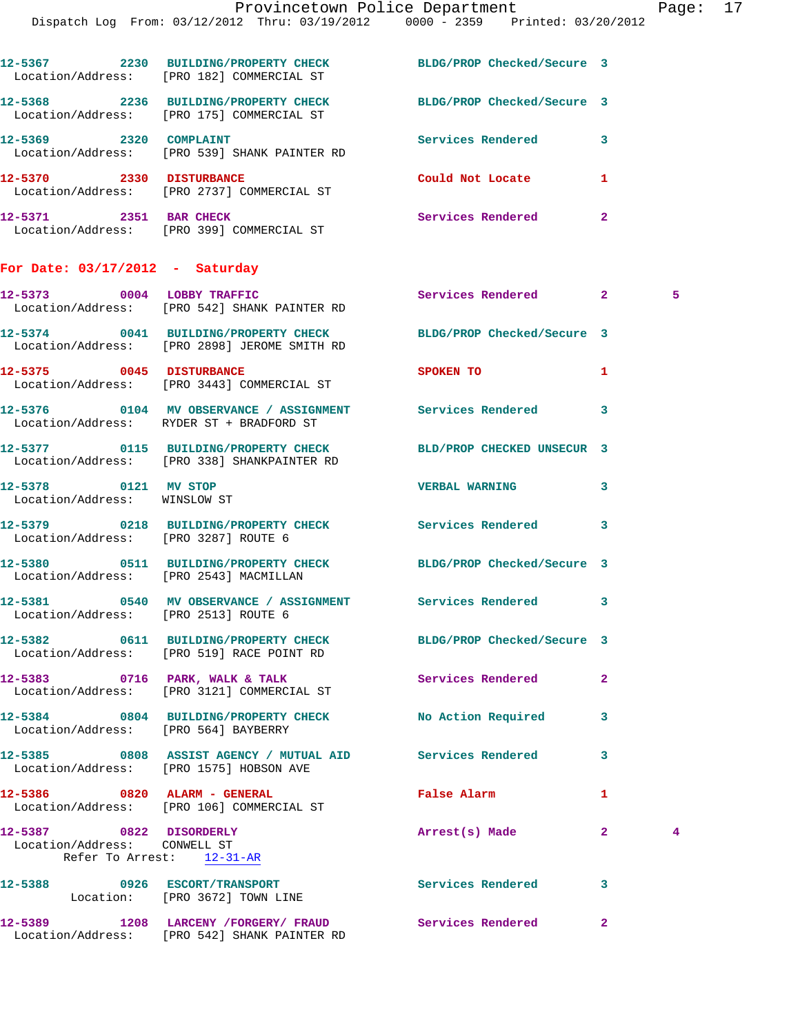12-5367 2230 BUILDING/PROPERTY CHECK BLDG/PROP Checked/Secure 3
Location/Address: [PRO 182] COMMERCIAL ST

12-5368 2236 BUILDING/PROPERTY CHECK BLDG/PROP Checked/Secure 3
Location/Address: [PRO 175] COMMERCIAL ST

12-5369 2320 COMPLAINT Services Rendered 3
Location/Address: [PRO 539] SHANK PAINTER RD

12-5370 2330 DISTURBANCE Could Not Locate 1
Location/Address: [PRO 2737] COMMERCIAL ST

12-5371 2351 BAR CHECK Services Rendered 2
Location/Address: [PRO 399] COMMERCIAL ST

**For Date: 03/17/2012 - Saturday**

12-5373 0004 LOBBY TRAFFIC Services Rendered 2 5
Location/Address: [PRO 542] SHANK PAINTER RD

12-5374 0041 BUILDING/PROPERTY CHECK BLDG/PROP Checked/Secure 3
Location/Address: [PRO 2898] JEROME SMITH RD

12-5375 0045 DISTURBANCE SPOKEN TO 1
Location/Address: [PRO 3443] COMMERCIAL ST

12-5376 0104 MV OBSERVANCE / ASSIGNMENT Services Rendered 3
Location/Address: RYDER ST + BRADFORD ST

12-5377 0115 BUILDING/PROPERTY CHECK BLD/PROP CHECKED UNSECUR 3
Location/Address: [PRO 338] SHANKPAINTER RD

12-5378 0121 MV STOP VERBAL WARNING 3
Location/Address: WINSLOW ST

12-5379 0218 BUILDING/PROPERTY CHECK Services Rendered 3
Location/Address: [PRO 3287] ROUTE 6

12-5380 0511 BUILDING/PROPERTY CHECK BLDG/PROP Checked/Secure 3
Location/Address: [PRO 2543] MACMILLAN

12-5381 0540 MV OBSERVANCE / ASSIGNMENT Services Rendered 3
Location/Address: [PRO 2513] ROUTE 6

12-5382 0611 BUILDING/PROPERTY CHECK BLDG/PROP Checked/Secure 3
Location/Address: [PRO 519] RACE POINT RD

12-5383 0716 PARK, WALK & TALK Services Rendered 2
Location/Address: [PRO 3121] COMMERCIAL ST

12-5384 0804 BUILDING/PROPERTY CHECK No Action Required 3
Location/Address: [PRO 564] BAYBERRY

12-5385 0808 ASSIST AGENCY / MUTUAL AID Services Rendered 3
Location/Address: [PRO 1575] HOBSON AVE

12-5386 0820 ALARM - GENERAL False Alarm 1
Location/Address: [PRO 106] COMMERCIAL ST

12-5387 0822 DISORDERLY Arrest(s) Made 2 4
Location/Address: CONWELL ST
Refer To Arrest: 12-31-AR

12-5388 0926 ESCORT/TRANSPORT Services Rendered 3
Location: [PRO 3672] TOWN LINE

12-5389 1208 LARCENY /FORGERY/ FRAUD Services Rendered 2
Location/Address: [PRO 542] SHANK PAINTER RD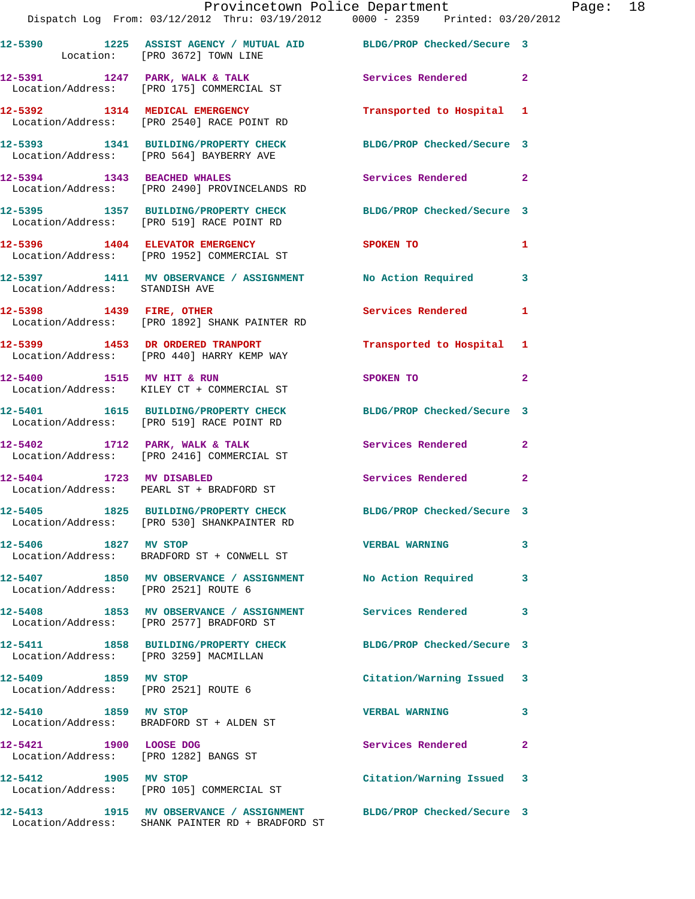12-5390 1225 ASSIST AGENCY / MUTUAL AID BLDG/PROP Checked/Secure 3
Location: [PRO 3672] TOWN LINE

12-5391 1247 PARK, WALK & TALK Services Rendered 2
Location/Address: [PRO 175] COMMERCIAL ST

12-5392 1314 MEDICAL EMERGENCY Transported to Hospital 1
Location/Address: [PRO 2540] RACE POINT RD

12-5393 1341 BUILDING/PROPERTY CHECK BLDG/PROP Checked/Secure 3
Location/Address: [PRO 564] BAYBERRY AVE

12-5394 1343 BEACHED WHALES Services Rendered 2
Location/Address: [PRO 2490] PROVINCELANDS RD

12-5395 1357 BUILDING/PROPERTY CHECK BLDG/PROP Checked/Secure 3
Location/Address: [PRO 519] RACE POINT RD

12-5396 1404 ELEVATOR EMERGENCY SPOKEN TO 1
Location/Address: [PRO 1952] COMMERCIAL ST

12-5397 1411 MV OBSERVANCE / ASSIGNMENT No Action Required 3
Location/Address: STANDISH AVE

12-5398 1439 FIRE, OTHER Services Rendered 1
Location/Address: [PRO 1892] SHANK PAINTER RD

12-5399 1453 DR ORDERED TRANPORT Transported to Hospital 1
Location/Address: [PRO 440] HARRY KEMP WAY

12-5400 1515 MV HIT & RUN SPOKEN TO 2
Location/Address: KILEY CT + COMMERCIAL ST

12-5401 1615 BUILDING/PROPERTY CHECK BLDG/PROP Checked/Secure 3
Location/Address: [PRO 519] RACE POINT RD

12-5402 1712 PARK, WALK & TALK Services Rendered 2
Location/Address: [PRO 2416] COMMERCIAL ST

12-5404 1723 MV DISABLED Services Rendered 2
Location/Address: PEARL ST + BRADFORD ST

12-5405 1825 BUILDING/PROPERTY CHECK BLDG/PROP Checked/Secure 3
Location/Address: [PRO 530] SHANKPAINTER RD

12-5406 1827 MV STOP VERBAL WARNING 3
Location/Address: BRADFORD ST + CONWELL ST

12-5407 1850 MV OBSERVANCE / ASSIGNMENT No Action Required 3
Location/Address: [PRO 2521] ROUTE 6

12-5408 1853 MV OBSERVANCE / ASSIGNMENT Services Rendered 3
Location/Address: [PRO 2577] BRADFORD ST

12-5411 1858 BUILDING/PROPERTY CHECK BLDG/PROP Checked/Secure 3
Location/Address: [PRO 3259] MACMILLAN

12-5409 1859 MV STOP Citation/Warning Issued 3
Location/Address: [PRO 2521] ROUTE 6

12-5410 1859 MV STOP VERBAL WARNING 3
Location/Address: BRADFORD ST + ALDEN ST

12-5421 1900 LOOSE DOG Services Rendered 2
Location/Address: [PRO 1282] BANGS ST

12-5412 1905 MV STOP Citation/Warning Issued 3
Location/Address: [PRO 105] COMMERCIAL ST

12-5413 1915 MV OBSERVANCE / ASSIGNMENT BLDG/PROP Checked/Secure 3
Location/Address: SHANK PAINTER RD + BRADFORD ST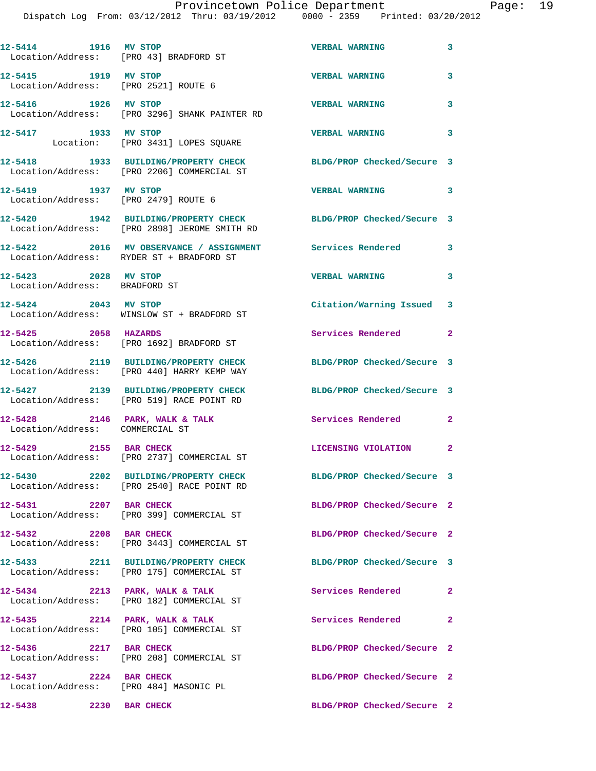12-5414 1916 MV STOP VERBAL WARNING 3
Location/Address: [PRO 43] BRADFORD ST

12-5415 1919 MV STOP VERBAL WARNING 3
Location/Address: [PRO 2521] ROUTE 6

12-5416 1926 MV STOP VERBAL WARNING 3
Location/Address: [PRO 3296] SHANK PAINTER RD

12-5417 1933 MV STOP VERBAL WARNING 3
Location: [PRO 3431] LOPES SQUARE

12-5418 1933 BUILDING/PROPERTY CHECK BLDG/PROP Checked/Secure 3
Location/Address: [PRO 2206] COMMERCIAL ST

12-5419 1937 MV STOP VERBAL WARNING 3
Location/Address: [PRO 2479] ROUTE 6

12-5420 1942 BUILDING/PROPERTY CHECK BLDG/PROP Checked/Secure 3
Location/Address: [PRO 2898] JEROME SMITH RD

12-5422 2016 MV OBSERVANCE / ASSIGNMENT Services Rendered 3
Location/Address: RYDER ST + BRADFORD ST

12-5423 2028 MV STOP VERBAL WARNING 3
Location/Address: BRADFORD ST

12-5424 2043 MV STOP Citation/Warning Issued 3
Location/Address: WINSLOW ST + BRADFORD ST

12-5425 2058 HAZARDS Services Rendered 2
Location/Address: [PRO 1692] BRADFORD ST

12-5426 2119 BUILDING/PROPERTY CHECK BLDG/PROP Checked/Secure 3
Location/Address: [PRO 440] HARRY KEMP WAY

12-5427 2139 BUILDING/PROPERTY CHECK BLDG/PROP Checked/Secure 3
Location/Address: [PRO 519] RACE POINT RD

12-5428 2146 PARK, WALK & TALK Services Rendered 2
Location/Address: COMMERCIAL ST

12-5429 2155 BAR CHECK LICENSING VIOLATION 2
Location/Address: [PRO 2737] COMMERCIAL ST

12-5430 2202 BUILDING/PROPERTY CHECK BLDG/PROP Checked/Secure 3
Location/Address: [PRO 2540] RACE POINT RD

12-5431 2207 BAR CHECK BLDG/PROP Checked/Secure 2
Location/Address: [PRO 399] COMMERCIAL ST

12-5432 2208 BAR CHECK BLDG/PROP Checked/Secure 2
Location/Address: [PRO 3443] COMMERCIAL ST

12-5433 2211 BUILDING/PROPERTY CHECK BLDG/PROP Checked/Secure 3
Location/Address: [PRO 175] COMMERCIAL ST

12-5434 2213 PARK, WALK & TALK Services Rendered 2
Location/Address: [PRO 182] COMMERCIAL ST

12-5435 2214 PARK, WALK & TALK Services Rendered 2
Location/Address: [PRO 105] COMMERCIAL ST

12-5436 2217 BAR CHECK BLDG/PROP Checked/Secure 2
Location/Address: [PRO 208] COMMERCIAL ST

12-5437 2224 BAR CHECK BLDG/PROP Checked/Secure 2
Location/Address: [PRO 484] MASONIC PL

12-5438 2230 BAR CHECK BLDG/PROP Checked/Secure 2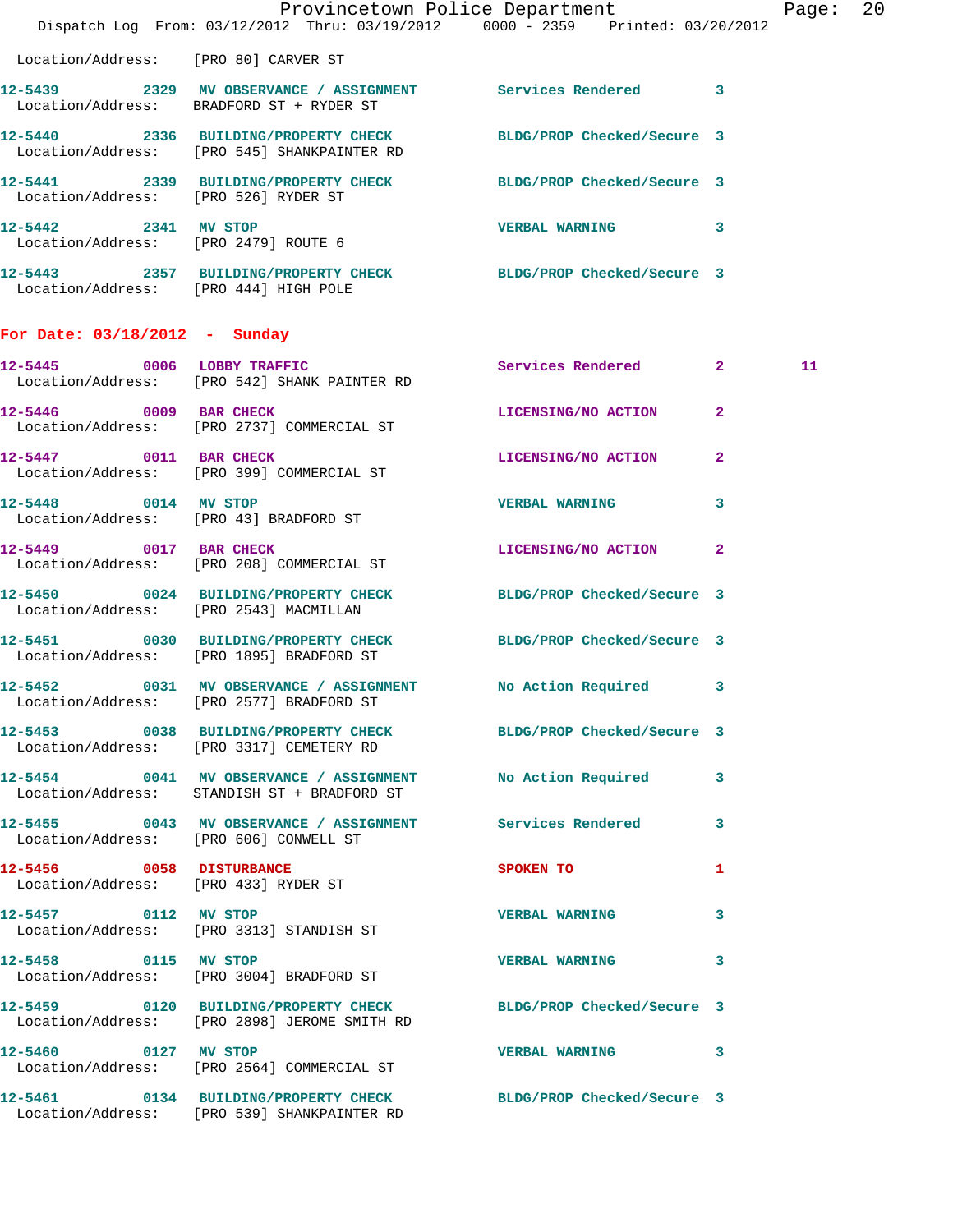Location/Address: [PRO 80] CARVER ST

**12-5439** 2329 **MV OBSERVANCE / ASSIGNMENT** Services Rendered 3
Location/Address: BRADFORD ST + RYDER ST

**12-5440** 2336 **BUILDING/PROPERTY CHECK** BLDG/PROP Checked/Secure 3
Location/Address: [PRO 545] SHANKPAINTER RD

**12-5441** 2339 **BUILDING/PROPERTY CHECK** BLDG/PROP Checked/Secure 3
Location/Address: [PRO 526] RYDER ST

**12-5442** 2341 **MV STOP** VERBAL WARNING 3
Location/Address: [PRO 2479] ROUTE 6

**12-5443** 2357 **BUILDING/PROPERTY CHECK** BLDG/PROP Checked/Secure 3
Location/Address: [PRO 444] HIGH POLE

## For Date: 03/18/2012 - Sunday

**12-5445** 0006 **LOBBY TRAFFIC** Services Rendered 2 11
Location/Address: [PRO 542] SHANK PAINTER RD

**12-5446** 0009 **BAR CHECK** LICENSING/NO ACTION 2
Location/Address: [PRO 2737] COMMERCIAL ST

**12-5447** 0011 **BAR CHECK** LICENSING/NO ACTION 2
Location/Address: [PRO 399] COMMERCIAL ST

**12-5448** 0014 **MV STOP** VERBAL WARNING 3
Location/Address: [PRO 43] BRADFORD ST

**12-5449** 0017 **BAR CHECK** LICENSING/NO ACTION 2
Location/Address: [PRO 208] COMMERCIAL ST

**12-5450** 0024 **BUILDING/PROPERTY CHECK** BLDG/PROP Checked/Secure 3
Location/Address: [PRO 2543] MACMILLAN

**12-5451** 0030 **BUILDING/PROPERTY CHECK** BLDG/PROP Checked/Secure 3
Location/Address: [PRO 1895] BRADFORD ST

**12-5452** 0031 **MV OBSERVANCE / ASSIGNMENT** No Action Required 3
Location/Address: [PRO 2577] BRADFORD ST

**12-5453** 0038 **BUILDING/PROPERTY CHECK** BLDG/PROP Checked/Secure 3
Location/Address: [PRO 3317] CEMETERY RD

**12-5454** 0041 **MV OBSERVANCE / ASSIGNMENT** No Action Required 3
Location/Address: STANDISH ST + BRADFORD ST

**12-5455** 0043 **MV OBSERVANCE / ASSIGNMENT** Services Rendered 3
Location/Address: [PRO 606] CONWELL ST

**12-5456** 0058 **DISTURBANCE** SPOKEN TO 1
Location/Address: [PRO 433] RYDER ST

**12-5457** 0112 **MV STOP** VERBAL WARNING 3
Location/Address: [PRO 3313] STANDISH ST

**12-5458** 0115 **MV STOP** VERBAL WARNING 3
Location/Address: [PRO 3004] BRADFORD ST

**12-5459** 0120 **BUILDING/PROPERTY CHECK** BLDG/PROP Checked/Secure 3
Location/Address: [PRO 2898] JEROME SMITH RD

**12-5460** 0127 **MV STOP** VERBAL WARNING 3
Location/Address: [PRO 2564] COMMERCIAL ST

**12-5461** 0134 **BUILDING/PROPERTY CHECK** BLDG/PROP Checked/Secure 3
Location/Address: [PRO 539] SHANKPAINTER RD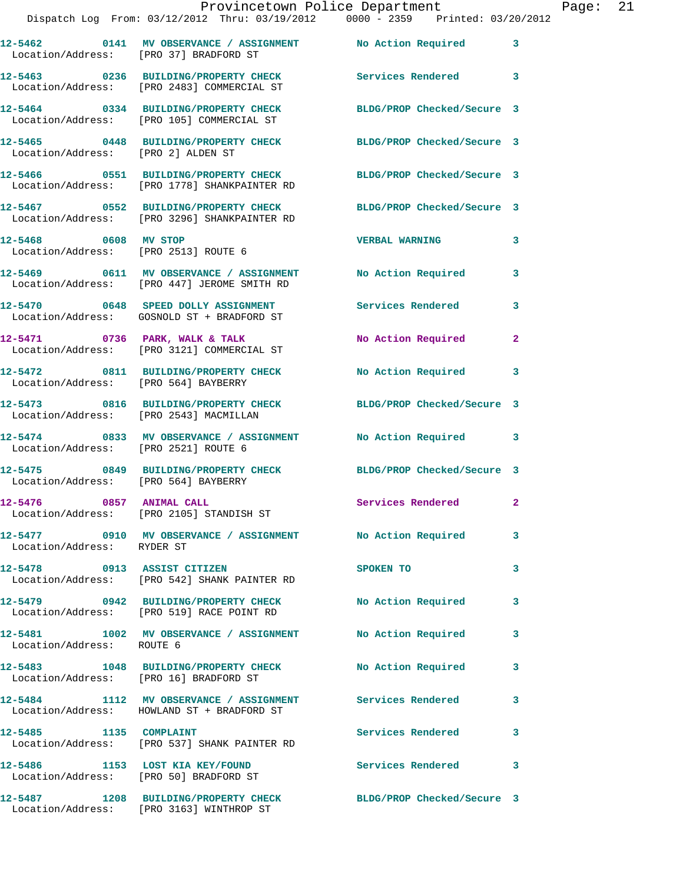12-5462 0141 MV OBSERVANCE / ASSIGNMENT No Action Required 3
Location/Address: [PRO 37] BRADFORD ST

12-5463 0236 BUILDING/PROPERTY CHECK Services Rendered 3
Location/Address: [PRO 2483] COMMERCIAL ST

12-5464 0334 BUILDING/PROPERTY CHECK BLDG/PROP Checked/Secure 3
Location/Address: [PRO 105] COMMERCIAL ST

12-5465 0448 BUILDING/PROPERTY CHECK BLDG/PROP Checked/Secure 3
Location/Address: [PRO 2] ALDEN ST

12-5466 0551 BUILDING/PROPERTY CHECK BLDG/PROP Checked/Secure 3
Location/Address: [PRO 1778] SHANKPAINTER RD

12-5467 0552 BUILDING/PROPERTY CHECK BLDG/PROP Checked/Secure 3
Location/Address: [PRO 3296] SHANKPAINTER RD

12-5468 0608 MV STOP VERBAL WARNING 3
Location/Address: [PRO 2513] ROUTE 6

12-5469 0611 MV OBSERVANCE / ASSIGNMENT No Action Required 3
Location/Address: [PRO 447] JEROME SMITH RD

12-5470 0648 SPEED DOLLY ASSIGNMENT Services Rendered 3
Location/Address: GOSNOLD ST + BRADFORD ST

12-5471 0736 PARK, WALK & TALK No Action Required 2
Location/Address: [PRO 3121] COMMERCIAL ST

12-5472 0811 BUILDING/PROPERTY CHECK No Action Required 3
Location/Address: [PRO 564] BAYBERRY

12-5473 0816 BUILDING/PROPERTY CHECK BLDG/PROP Checked/Secure 3
Location/Address: [PRO 2543] MACMILLAN

12-5474 0833 MV OBSERVANCE / ASSIGNMENT No Action Required 3
Location/Address: [PRO 2521] ROUTE 6

12-5475 0849 BUILDING/PROPERTY CHECK BLDG/PROP Checked/Secure 3
Location/Address: [PRO 564] BAYBERRY

12-5476 0857 ANIMAL CALL Services Rendered 2
Location/Address: [PRO 2105] STANDISH ST

12-5477 0910 MV OBSERVANCE / ASSIGNMENT No Action Required 3
Location/Address: RYDER ST

12-5478 0913 ASSIST CITIZEN SPOKEN TO 3
Location/Address: [PRO 542] SHANK PAINTER RD

12-5479 0942 BUILDING/PROPERTY CHECK No Action Required 3
Location/Address: [PRO 519] RACE POINT RD

12-5481 1002 MV OBSERVANCE / ASSIGNMENT No Action Required 3
Location/Address: ROUTE 6

12-5483 1048 BUILDING/PROPERTY CHECK No Action Required 3
Location/Address: [PRO 16] BRADFORD ST

12-5484 1112 MV OBSERVANCE / ASSIGNMENT Services Rendered 3
Location/Address: HOWLAND ST + BRADFORD ST

12-5485 1135 COMPLAINT Services Rendered 3
Location/Address: [PRO 537] SHANK PAINTER RD

12-5486 1153 LOST KIA KEY/FOUND Services Rendered 3
Location/Address: [PRO 50] BRADFORD ST

12-5487 1208 BUILDING/PROPERTY CHECK BLDG/PROP Checked/Secure 3
Location/Address: [PRO 3163] WINTHROP ST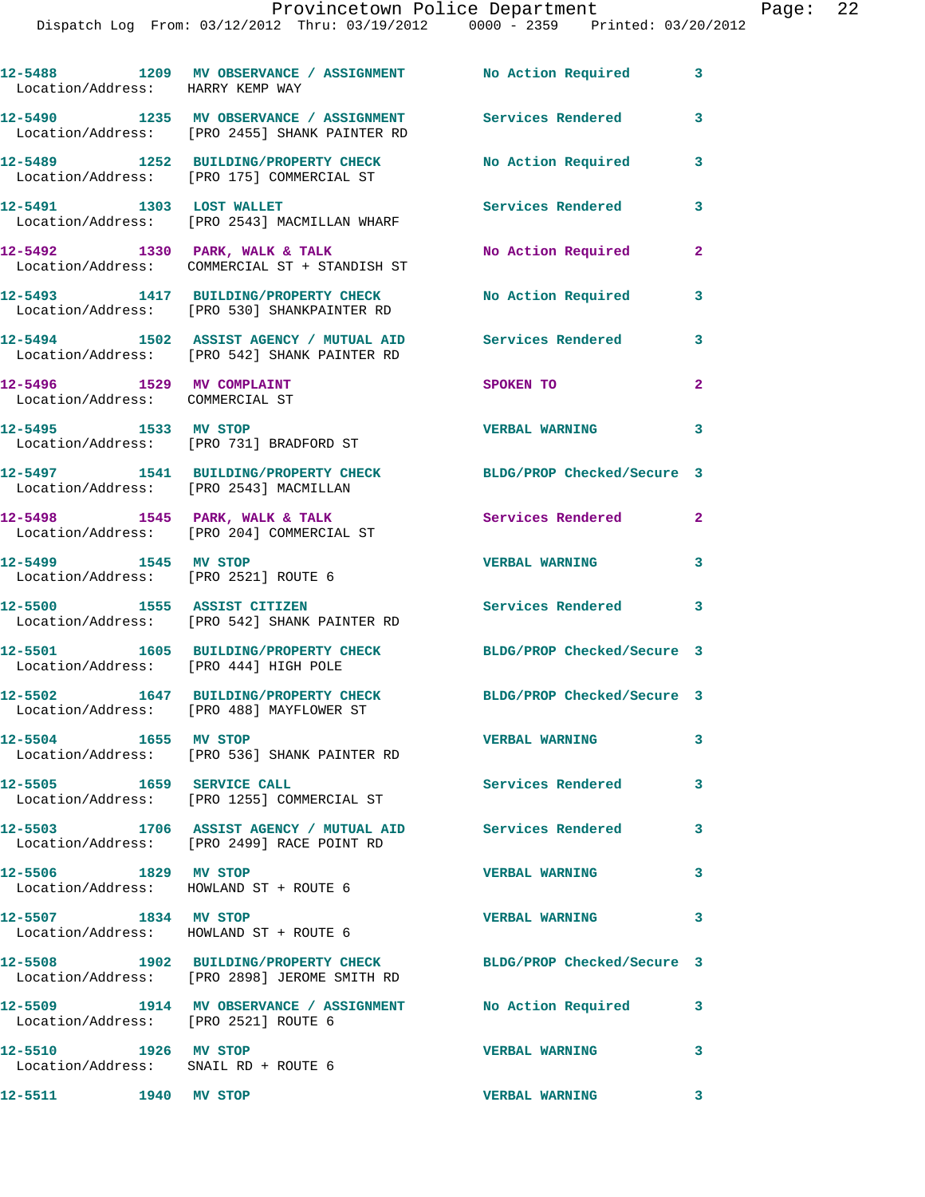12-5488 1209 MV OBSERVANCE / ASSIGNMENT No Action Required 3
Location/Address: HARRY KEMP WAY

12-5490 1235 MV OBSERVANCE / ASSIGNMENT Services Rendered 3
Location/Address: [PRO 2455] SHANK PAINTER RD

12-5489 1252 BUILDING/PROPERTY CHECK No Action Required 3
Location/Address: [PRO 175] COMMERCIAL ST

12-5491 1303 LOST WALLET Services Rendered 3
Location/Address: [PRO 2543] MACMILLAN WHARF

12-5492 1330 PARK, WALK & TALK No Action Required 2
Location/Address: COMMERCIAL ST + STANDISH ST

12-5493 1417 BUILDING/PROPERTY CHECK No Action Required 3
Location/Address: [PRO 530] SHANKPAINTER RD

12-5494 1502 ASSIST AGENCY / MUTUAL AID Services Rendered 3
Location/Address: [PRO 542] SHANK PAINTER RD

12-5496 1529 MV COMPLAINT SPOKEN TO 2
Location/Address: COMMERCIAL ST

12-5495 1533 MV STOP VERBAL WARNING 3
Location/Address: [PRO 731] BRADFORD ST

12-5497 1541 BUILDING/PROPERTY CHECK BLDG/PROP Checked/Secure 3
Location/Address: [PRO 2543] MACMILLAN

12-5498 1545 PARK, WALK & TALK Services Rendered 2
Location/Address: [PRO 204] COMMERCIAL ST

12-5499 1545 MV STOP VERBAL WARNING 3
Location/Address: [PRO 2521] ROUTE 6

12-5500 1555 ASSIST CITIZEN Services Rendered 3
Location/Address: [PRO 542] SHANK PAINTER RD

12-5501 1605 BUILDING/PROPERTY CHECK BLDG/PROP Checked/Secure 3
Location/Address: [PRO 444] HIGH POLE

12-5502 1647 BUILDING/PROPERTY CHECK BLDG/PROP Checked/Secure 3
Location/Address: [PRO 488] MAYFLOWER ST

12-5504 1655 MV STOP VERBAL WARNING 3
Location/Address: [PRO 536] SHANK PAINTER RD

12-5505 1659 SERVICE CALL Services Rendered 3
Location/Address: [PRO 1255] COMMERCIAL ST

12-5503 1706 ASSIST AGENCY / MUTUAL AID Services Rendered 3
Location/Address: [PRO 2499] RACE POINT RD

12-5506 1829 MV STOP VERBAL WARNING 3
Location/Address: HOWLAND ST + ROUTE 6

12-5507 1834 MV STOP VERBAL WARNING 3
Location/Address: HOWLAND ST + ROUTE 6

12-5508 1902 BUILDING/PROPERTY CHECK BLDG/PROP Checked/Secure 3
Location/Address: [PRO 2898] JEROME SMITH RD

12-5509 1914 MV OBSERVANCE / ASSIGNMENT No Action Required 3
Location/Address: [PRO 2521] ROUTE 6

12-5510 1926 MV STOP VERBAL WARNING 3
Location/Address: SNAIL RD + ROUTE 6

12-5511 1940 MV STOP VERBAL WARNING 3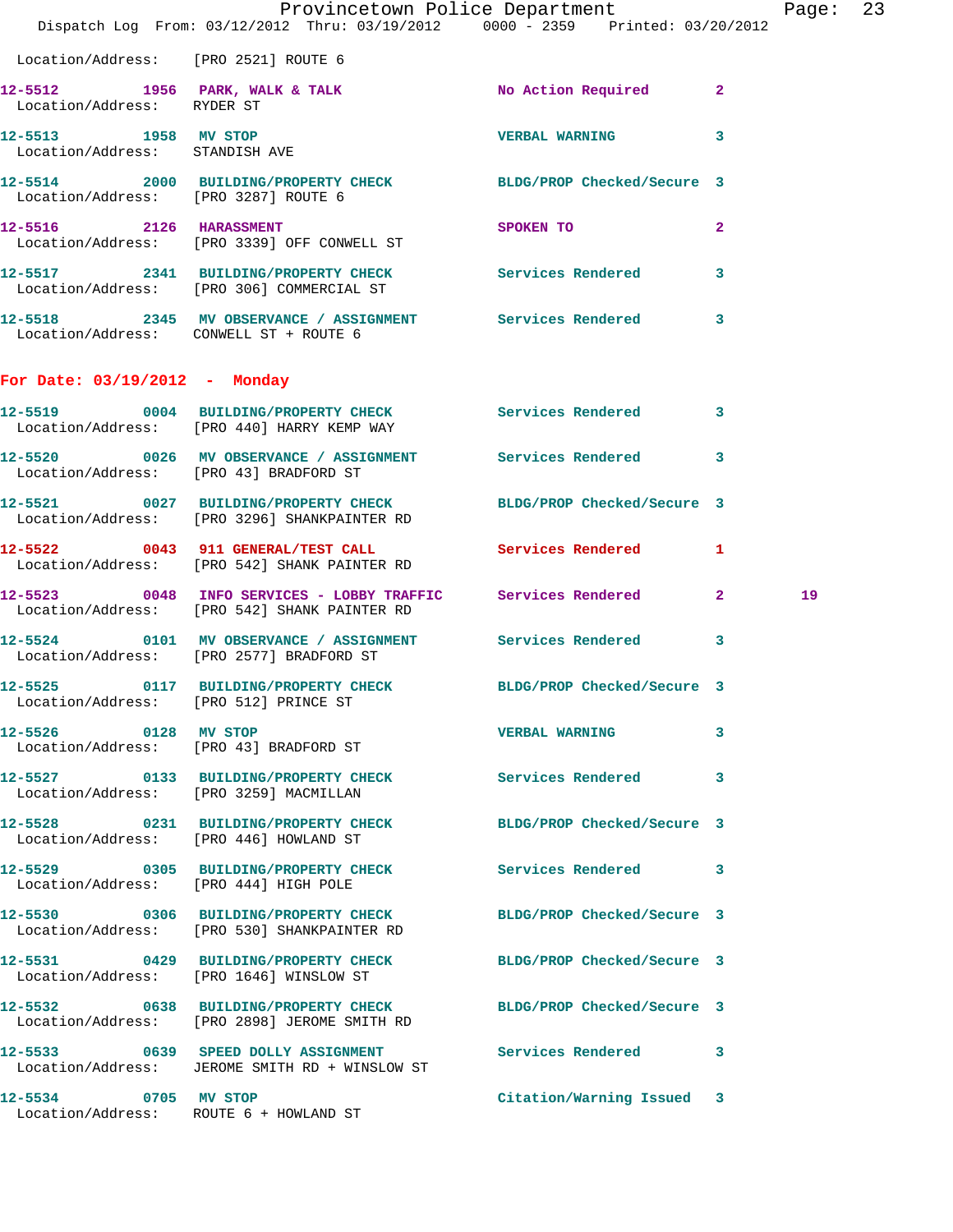Location/Address: [PRO 2521] ROUTE 6

12-5512 1956 PARK, WALK & TALK No Action Required 2
Location/Address: RYDER ST

12-5513 1958 MV STOP VERBAL WARNING 3
Location/Address: STANDISH AVE

12-5514 2000 BUILDING/PROPERTY CHECK BLDG/PROP Checked/Secure 3
Location/Address: [PRO 3287] ROUTE 6

12-5516 2126 HARASSMENT SPOKEN TO 2
Location/Address: [PRO 3339] OFF CONWELL ST

12-5517 2341 BUILDING/PROPERTY CHECK Services Rendered 3
Location/Address: [PRO 306] COMMERCIAL ST

12-5518 2345 MV OBSERVANCE / ASSIGNMENT Services Rendered 3
Location/Address: CONWELL ST + ROUTE 6

**For Date: 03/19/2012 - Monday**

12-5519 0004 BUILDING/PROPERTY CHECK Services Rendered 3
Location/Address: [PRO 440] HARRY KEMP WAY

12-5520 0026 MV OBSERVANCE / ASSIGNMENT Services Rendered 3
Location/Address: [PRO 43] BRADFORD ST

12-5521 0027 BUILDING/PROPERTY CHECK BLDG/PROP Checked/Secure 3
Location/Address: [PRO 3296] SHANKPAINTER RD

12-5522 0043 911 GENERAL/TEST CALL Services Rendered 1
Location/Address: [PRO 542] SHANK PAINTER RD

12-5523 0048 INFO SERVICES - LOBBY TRAFFIC Services Rendered 2 19
Location/Address: [PRO 542] SHANK PAINTER RD

12-5524 0101 MV OBSERVANCE / ASSIGNMENT Services Rendered 3
Location/Address: [PRO 2577] BRADFORD ST

12-5525 0117 BUILDING/PROPERTY CHECK BLDG/PROP Checked/Secure 3
Location/Address: [PRO 512] PRINCE ST

12-5526 0128 MV STOP VERBAL WARNING 3
Location/Address: [PRO 43] BRADFORD ST

12-5527 0133 BUILDING/PROPERTY CHECK Services Rendered 3
Location/Address: [PRO 3259] MACMILLAN

12-5528 0231 BUILDING/PROPERTY CHECK BLDG/PROP Checked/Secure 3
Location/Address: [PRO 446] HOWLAND ST

12-5529 0305 BUILDING/PROPERTY CHECK Services Rendered 3
Location/Address: [PRO 444] HIGH POLE

12-5530 0306 BUILDING/PROPERTY CHECK BLDG/PROP Checked/Secure 3
Location/Address: [PRO 530] SHANKPAINTER RD

12-5531 0429 BUILDING/PROPERTY CHECK BLDG/PROP Checked/Secure 3
Location/Address: [PRO 1646] WINSLOW ST

12-5532 0638 BUILDING/PROPERTY CHECK BLDG/PROP Checked/Secure 3
Location/Address: [PRO 2898] JEROME SMITH RD

12-5533 0639 SPEED DOLLY ASSIGNMENT Services Rendered 3
Location/Address: JEROME SMITH RD + WINSLOW ST

12-5534 0705 MV STOP Citation/Warning Issued 3
Location/Address: ROUTE 6 + HOWLAND ST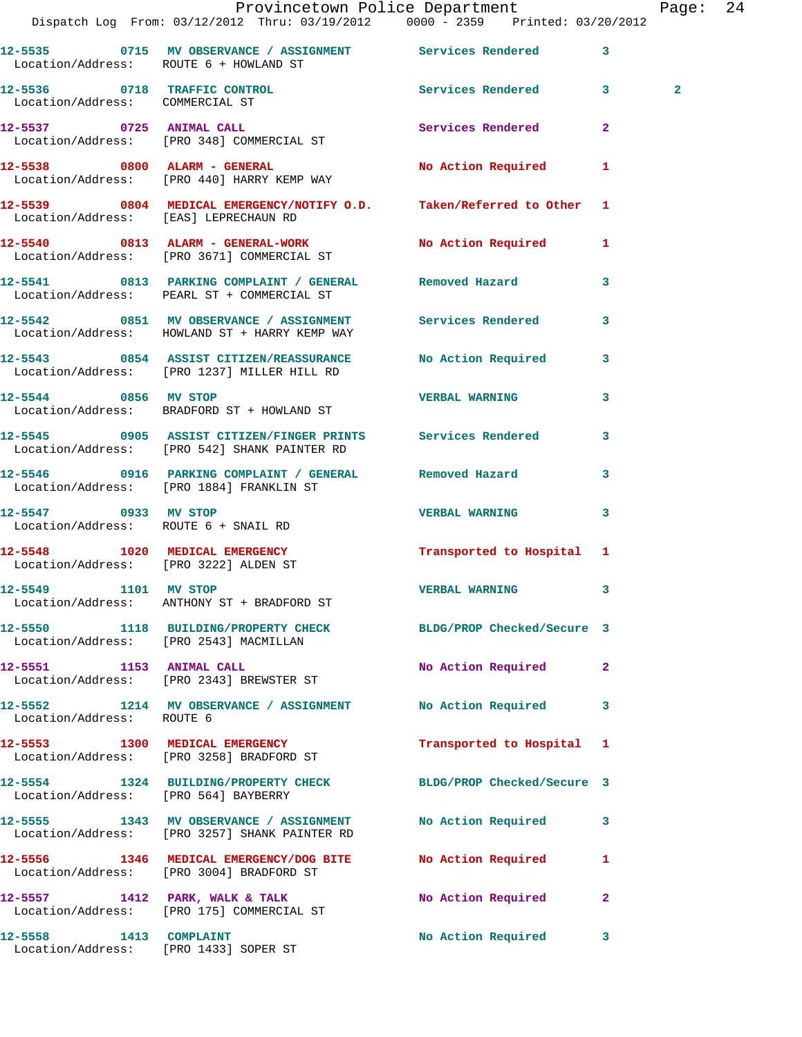12-5535 0715 MV OBSERVANCE / ASSIGNMENT Services Rendered 3
Location/Address: ROUTE 6 + HOWLAND ST

12-5536 0718 TRAFFIC CONTROL Services Rendered 3 2
Location/Address: COMMERCIAL ST

12-5537 0725 ANIMAL CALL Services Rendered 2
Location/Address: [PRO 348] COMMERCIAL ST

12-5538 0800 ALARM - GENERAL No Action Required 1
Location/Address: [PRO 440] HARRY KEMP WAY

12-5539 0804 MEDICAL EMERGENCY/NOTIFY O.D. Taken/Referred to Other 1
Location/Address: [EAS] LEPRECHAUN RD

12-5540 0813 ALARM - GENERAL-WORK No Action Required 1
Location/Address: [PRO 3671] COMMERCIAL ST

12-5541 0813 PARKING COMPLAINT / GENERAL Removed Hazard 3
Location/Address: PEARL ST + COMMERCIAL ST

12-5542 0851 MV OBSERVANCE / ASSIGNMENT Services Rendered 3
Location/Address: HOWLAND ST + HARRY KEMP WAY

12-5543 0854 ASSIST CITIZEN/REASSURANCE No Action Required 3
Location/Address: [PRO 1237] MILLER HILL RD

12-5544 0856 MV STOP VERBAL WARNING 3
Location/Address: BRADFORD ST + HOWLAND ST

12-5545 0905 ASSIST CITIZEN/FINGER PRINTS Services Rendered 3
Location/Address: [PRO 542] SHANK PAINTER RD

12-5546 0916 PARKING COMPLAINT / GENERAL Removed Hazard 3
Location/Address: [PRO 1884] FRANKLIN ST

12-5547 0933 MV STOP VERBAL WARNING 3
Location/Address: ROUTE 6 + SNAIL RD

12-5548 1020 MEDICAL EMERGENCY Transported to Hospital 1
Location/Address: [PRO 3222] ALDEN ST

12-5549 1101 MV STOP VERBAL WARNING 3
Location/Address: ANTHONY ST + BRADFORD ST

12-5550 1118 BUILDING/PROPERTY CHECK BLDG/PROP Checked/Secure 3
Location/Address: [PRO 2543] MACMILLAN

12-5551 1153 ANIMAL CALL No Action Required 2
Location/Address: [PRO 2343] BREWSTER ST

12-5552 1214 MV OBSERVANCE / ASSIGNMENT No Action Required 3
Location/Address: ROUTE 6

12-5553 1300 MEDICAL EMERGENCY Transported to Hospital 1
Location/Address: [PRO 3258] BRADFORD ST

12-5554 1324 BUILDING/PROPERTY CHECK BLDG/PROP Checked/Secure 3
Location/Address: [PRO 564] BAYBERRY

12-5555 1343 MV OBSERVANCE / ASSIGNMENT No Action Required 3
Location/Address: [PRO 3257] SHANK PAINTER RD

12-5556 1346 MEDICAL EMERGENCY/DOG BITE No Action Required 1
Location/Address: [PRO 3004] BRADFORD ST

12-5557 1412 PARK, WALK & TALK No Action Required 2
Location/Address: [PRO 175] COMMERCIAL ST

12-5558 1413 COMPLAINT No Action Required 3
Location/Address: [PRO 1433] SOPER ST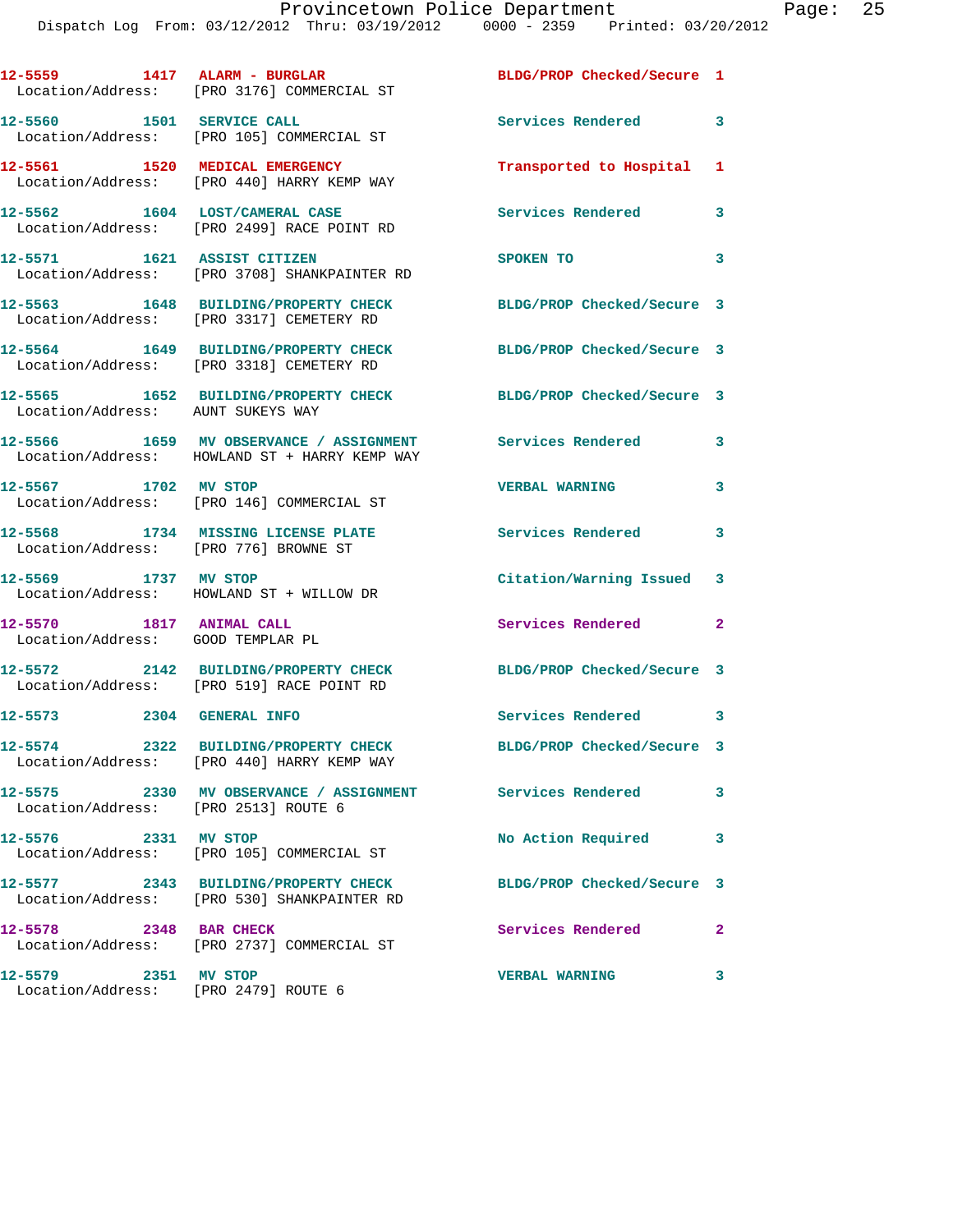| | | | | | |
|---|---|---|---|---|---|
| 12-5559 | 1417 | ALARM - BURGLAR | BLDG/PROP Checked/Secure | 1 | Location/Address: [PRO 3176] COMMERCIAL ST |
| 12-5560 | 1501 | SERVICE CALL | Services Rendered | 3 | Location/Address: [PRO 105] COMMERCIAL ST |
| 12-5561 | 1520 | MEDICAL EMERGENCY | Transported to Hospital | 1 | Location/Address: [PRO 440] HARRY KEMP WAY |
| 12-5562 | 1604 | LOST/CAMERAL CASE | Services Rendered | 3 | Location/Address: [PRO 2499] RACE POINT RD |
| 12-5571 | 1621 | ASSIST CITIZEN | SPOKEN TO | 3 | Location/Address: [PRO 3708] SHANKPAINTER RD |
| 12-5563 | 1648 | BUILDING/PROPERTY CHECK | BLDG/PROP Checked/Secure | 3 | Location/Address: [PRO 3317] CEMETERY RD |
| 12-5564 | 1649 | BUILDING/PROPERTY CHECK | BLDG/PROP Checked/Secure | 3 | Location/Address: [PRO 3318] CEMETERY RD |
| 12-5565 | 1652 | BUILDING/PROPERTY CHECK | BLDG/PROP Checked/Secure | 3 | Location/Address: AUNT SUKEYS WAY |
| 12-5566 | 1659 | MV OBSERVANCE / ASSIGNMENT | Services Rendered | 3 | Location/Address: HOWLAND ST + HARRY KEMP WAY |
| 12-5567 | 1702 | MV STOP | VERBAL WARNING | 3 | Location/Address: [PRO 146] COMMERCIAL ST |
| 12-5568 | 1734 | MISSING LICENSE PLATE | Services Rendered | 3 | Location/Address: [PRO 776] BROWNE ST |
| 12-5569 | 1737 | MV STOP | Citation/Warning Issued | 3 | Location/Address: HOWLAND ST + WILLOW DR |
| 12-5570 | 1817 | ANIMAL CALL | Services Rendered | 2 | Location/Address: GOOD TEMPLAR PL |
| 12-5572 | 2142 | BUILDING/PROPERTY CHECK | BLDG/PROP Checked/Secure | 3 | Location/Address: [PRO 519] RACE POINT RD |
| 12-5573 | 2304 | GENERAL INFO | Services Rendered | 3 | |
| 12-5574 | 2322 | BUILDING/PROPERTY CHECK | BLDG/PROP Checked/Secure | 3 | Location/Address: [PRO 440] HARRY KEMP WAY |
| 12-5575 | 2330 | MV OBSERVANCE / ASSIGNMENT | Services Rendered | 3 | Location/Address: [PRO 2513] ROUTE 6 |
| 12-5576 | 2331 | MV STOP | No Action Required | 3 | Location/Address: [PRO 105] COMMERCIAL ST |
| 12-5577 | 2343 | BUILDING/PROPERTY CHECK | BLDG/PROP Checked/Secure | 3 | Location/Address: [PRO 530] SHANKPAINTER RD |
| 12-5578 | 2348 | BAR CHECK | Services Rendered | 2 | Location/Address: [PRO 2737] COMMERCIAL ST |
| 12-5579 | 2351 | MV STOP | VERBAL WARNING | 3 | Location/Address: [PRO 2479] ROUTE 6 |